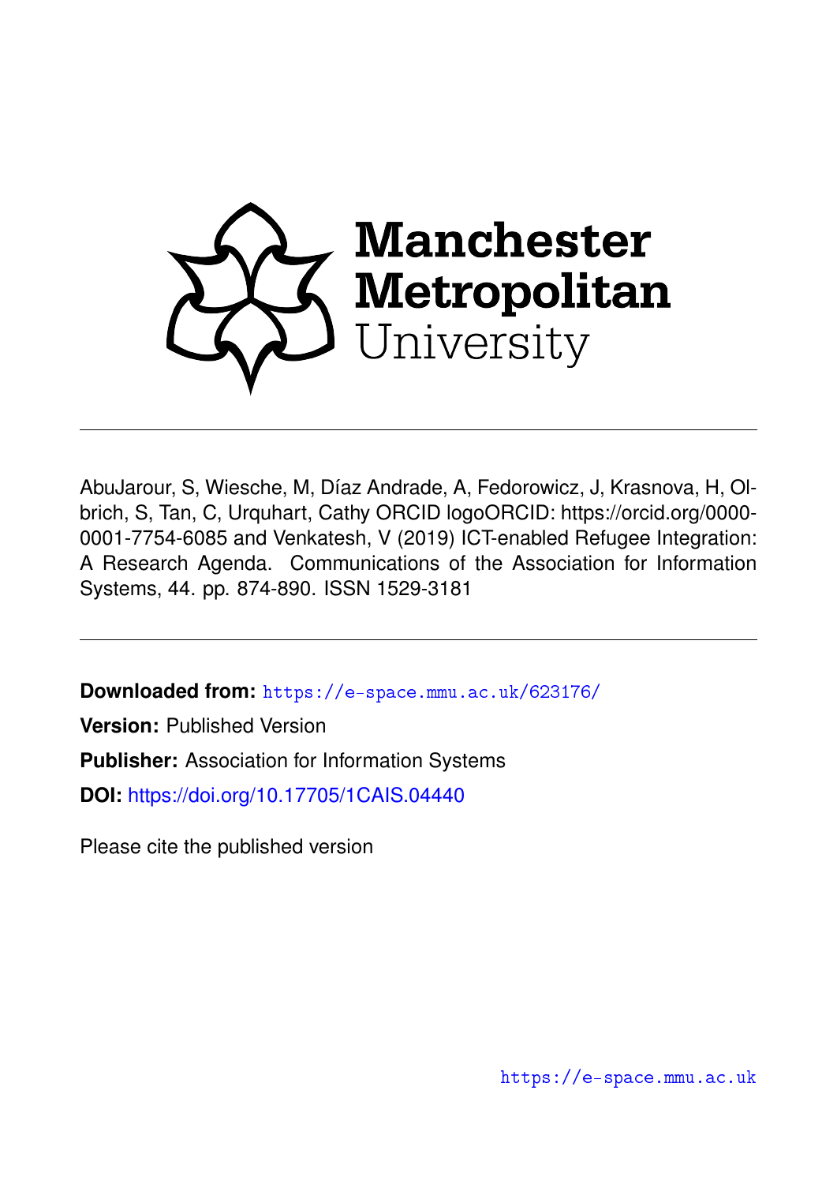Manchester Metropolitan University

AbuJarour, S, Wiesche, M, Díaz Andrade, A, Fedorowicz, J, Krasnova, H, Olbrich, S, Tan, C, Urquhart, Cathy ORCID logoORCID: https://orcid.org/0000-0001-7754-6085 and Venkatesh, V (2019) ICT-enabled Refugee Integration: A Research Agenda. Communications of the Association for Information Systems, 44. pp. 874-890. ISSN 1529-3181

**Downloaded from:** https://e-space.mmu.ac.uk/623176/

**Version:** Published Version

**Publisher:** Association for Information Systems

**DOI:** https://doi.org/10.17705/1CAIS.04440

Please cite the published version

https://e-space.mmu.ac.uk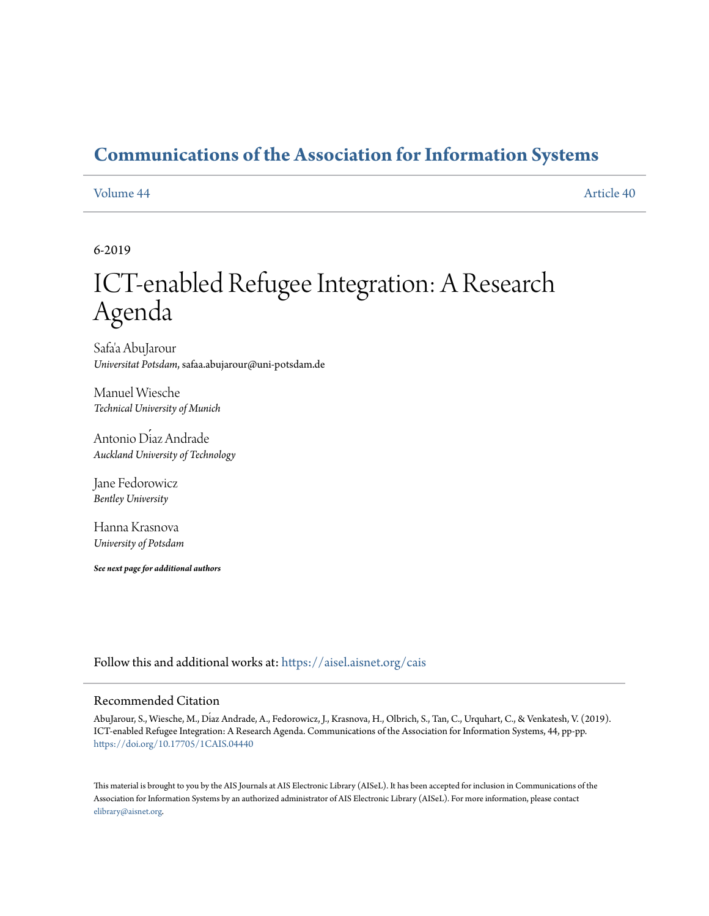# Communications of the Association for Information Systems

Volume 44 | Article 40

6-2019

# ICT-enabled Refugee Integration: A Research Agenda

Safa'a AbuJarour
*Universitat Potsdam*, safaa.abujarour@uni-potsdam.de

Manuel Wiesche
*Technical University of Munich*

Antonio Díaz Andrade
*Auckland University of Technology*

Jane Fedorowicz
*Bentley University*

Hanna Krasnova
*University of Potsdam*

***See next page for additional authors***

Follow this and additional works at: https://aisel.aisnet.org/cais

## Recommended Citation

AbuJarour, S., Wiesche, M., Díaz Andrade, A., Fedorowicz, J., Krasnova, H., Olbrich, S., Tan, C., Urquhart, C., & Venkatesh, V. (2019). ICT-enabled Refugee Integration: A Research Agenda. Communications of the Association for Information Systems, 44, pp-pp. https://doi.org/10.17705/1CAIS.04440

This material is brought to you by the AIS Journals at AIS Electronic Library (AISeL). It has been accepted for inclusion in Communications of the Association for Information Systems by an authorized administrator of AIS Electronic Library (AISeL). For more information, please contact elibrary@aisnet.org.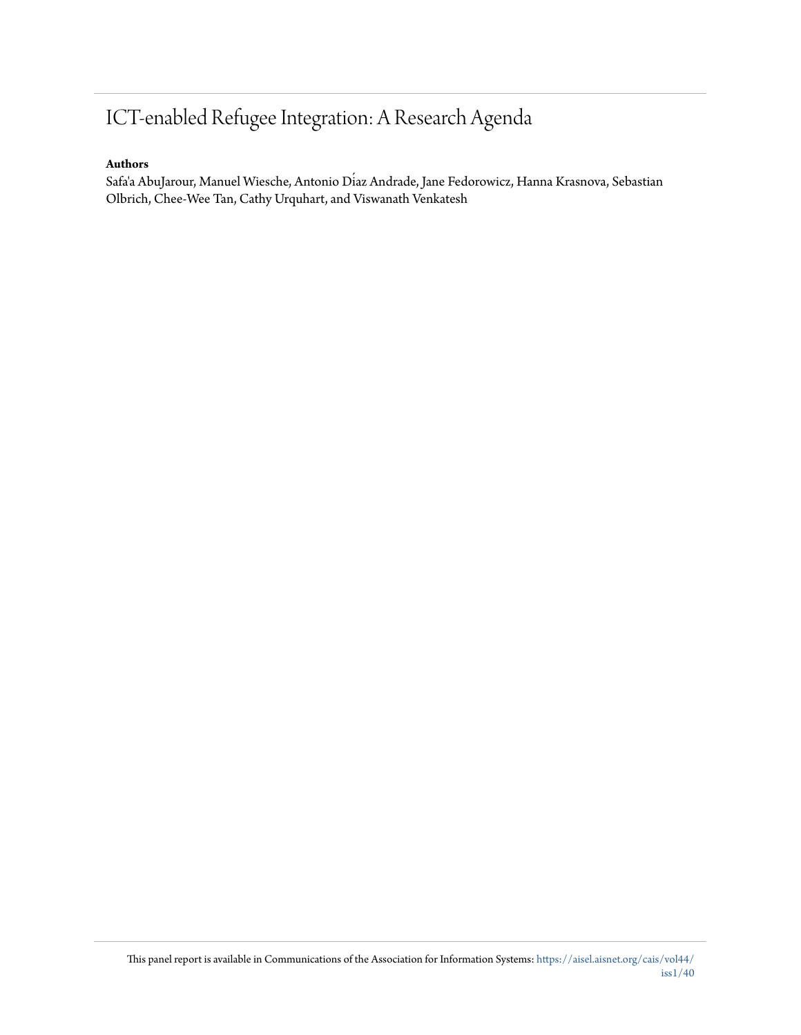# ICT-enabled Refugee Integration: A Research Agenda

**Authors**

Safa'a AbuJarour, Manuel Wiesche, Antonio Díaz Andrade, Jane Fedorowicz, Hanna Krasnova, Sebastian Olbrich, Chee-Wee Tan, Cathy Urquhart, and Viswanath Venkatesh

This panel report is available in Communications of the Association for Information Systems: https://aisel.aisnet.org/cais/vol44/iss1/40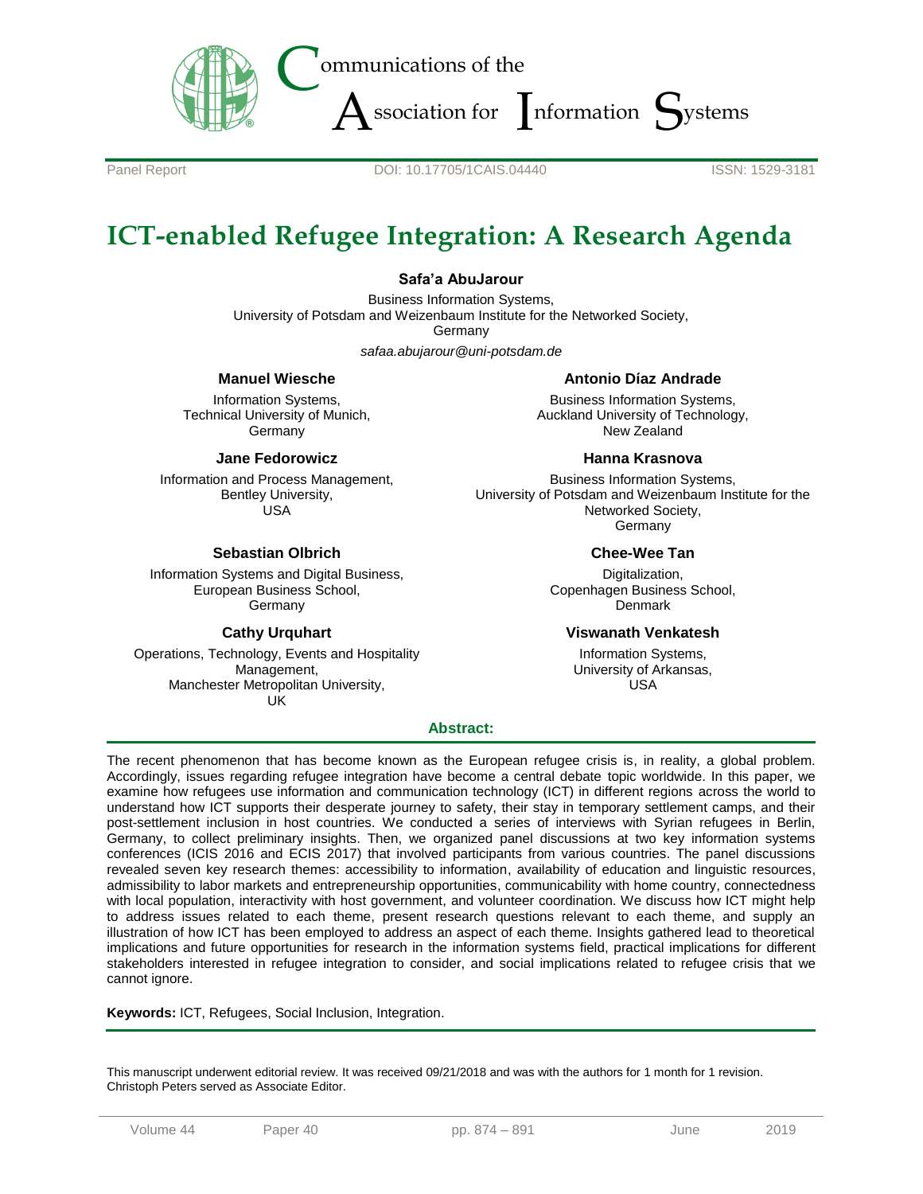Communications of the Association for Information Systems

Panel Report DOI: 10.17705/1CAIS.04440 ISSN: 1529-3181

# ICT-enabled Refugee Integration: A Research Agenda

**Safa'a AbuJarour**

Business Information Systems,
University of Potsdam and Weizenbaum Institute for the Networked Society,
Germany

*safaa.abujarour@uni-potsdam.de*

**Manuel Wiesche**

Information Systems,
Technical University of Munich,
Germany

**Antonio Díaz Andrade**

Business Information Systems,
Auckland University of Technology,
New Zealand

**Jane Fedorowicz**

Information and Process Management,
Bentley University,
USA

**Hanna Krasnova**

Business Information Systems,
University of Potsdam and Weizenbaum Institute for the Networked Society,
Germany

**Sebastian Olbrich**

Information Systems and Digital Business,
European Business School,
Germany

**Chee-Wee Tan**

Digitalization,
Copenhagen Business School,
Denmark

**Cathy Urquhart**

Operations, Technology, Events and Hospitality Management,
Manchester Metropolitan University,
UK

**Viswanath Venkatesh**

Information Systems,
University of Arkansas,
USA

## Abstract:

The recent phenomenon that has become known as the European refugee crisis is, in reality, a global problem. Accordingly, issues regarding refugee integration have become a central debate topic worldwide. In this paper, we examine how refugees use information and communication technology (ICT) in different regions across the world to understand how ICT supports their desperate journey to safety, their stay in temporary settlement camps, and their post-settlement inclusion in host countries. We conducted a series of interviews with Syrian refugees in Berlin, Germany, to collect preliminary insights. Then, we organized panel discussions at two key information systems conferences (ICIS 2016 and ECIS 2017) that involved participants from various countries. The panel discussions revealed seven key research themes: accessibility to information, availability of education and linguistic resources, admissibility to labor markets and entrepreneurship opportunities, communicability with home country, connectedness with local population, interactivity with host government, and volunteer coordination. We discuss how ICT might help to address issues related to each theme, present research questions relevant to each theme, and supply an illustration of how ICT has been employed to address an aspect of each theme. Insights gathered lead to theoretical implications and future opportunities for research in the information systems field, practical implications for different stakeholders interested in refugee integration to consider, and social implications related to refugee crisis that we cannot ignore.

**Keywords:** ICT, Refugees, Social Inclusion, Integration.

This manuscript underwent editorial review. It was received 09/21/2018 and was with the authors for 1 month for 1 revision. Christoph Peters served as Associate Editor.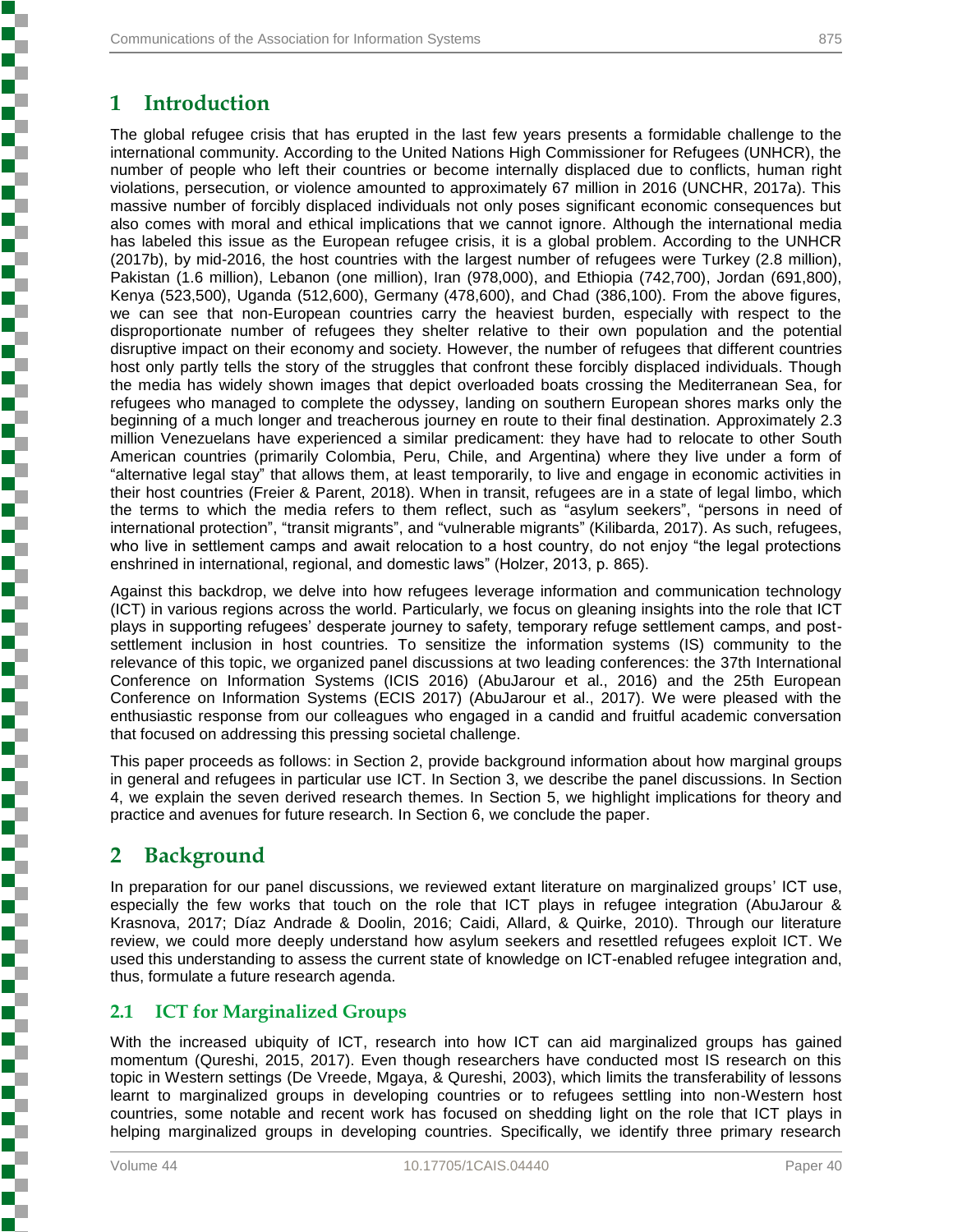# 1 Introduction

The global refugee crisis that has erupted in the last few years presents a formidable challenge to the international community. According to the United Nations High Commissioner for Refugees (UNHCR), the number of people who left their countries or become internally displaced due to conflicts, human right violations, persecution, or violence amounted to approximately 67 million in 2016 (UNCHR, 2017a). This massive number of forcibly displaced individuals not only poses significant economic consequences but also comes with moral and ethical implications that we cannot ignore. Although the international media has labeled this issue as the European refugee crisis, it is a global problem. According to the UNHCR (2017b), by mid-2016, the host countries with the largest number of refugees were Turkey (2.8 million), Pakistan (1.6 million), Lebanon (one million), Iran (978,000), and Ethiopia (742,700), Jordan (691,800), Kenya (523,500), Uganda (512,600), Germany (478,600), and Chad (386,100). From the above figures, we can see that non-European countries carry the heaviest burden, especially with respect to the disproportionate number of refugees they shelter relative to their own population and the potential disruptive impact on their economy and society. However, the number of refugees that different countries host only partly tells the story of the struggles that confront these forcibly displaced individuals. Though the media has widely shown images that depict overloaded boats crossing the Mediterranean Sea, for refugees who managed to complete the odyssey, landing on southern European shores marks only the beginning of a much longer and treacherous journey en route to their final destination. Approximately 2.3 million Venezuelans have experienced a similar predicament: they have had to relocate to other South American countries (primarily Colombia, Peru, Chile, and Argentina) where they live under a form of "alternative legal stay" that allows them, at least temporarily, to live and engage in economic activities in their host countries (Freier & Parent, 2018). When in transit, refugees are in a state of legal limbo, which the terms to which the media refers to them reflect, such as "asylum seekers", "persons in need of international protection", "transit migrants", and "vulnerable migrants" (Kilibarda, 2017). As such, refugees, who live in settlement camps and await relocation to a host country, do not enjoy "the legal protections enshrined in international, regional, and domestic laws" (Holzer, 2013, p. 865).

Against this backdrop, we delve into how refugees leverage information and communication technology (ICT) in various regions across the world. Particularly, we focus on gleaning insights into the role that ICT plays in supporting refugees' desperate journey to safety, temporary refuge settlement camps, and post-settlement inclusion in host countries. To sensitize the information systems (IS) community to the relevance of this topic, we organized panel discussions at two leading conferences: the 37th International Conference on Information Systems (ICIS 2016) (AbuJarour et al., 2016) and the 25th European Conference on Information Systems (ECIS 2017) (AbuJarour et al., 2017). We were pleased with the enthusiastic response from our colleagues who engaged in a candid and fruitful academic conversation that focused on addressing this pressing societal challenge.

This paper proceeds as follows: in Section 2, provide background information about how marginal groups in general and refugees in particular use ICT. In Section 3, we describe the panel discussions. In Section 4, we explain the seven derived research themes. In Section 5, we highlight implications for theory and practice and avenues for future research. In Section 6, we conclude the paper.

# 2 Background

In preparation for our panel discussions, we reviewed extant literature on marginalized groups' ICT use, especially the few works that touch on the role that ICT plays in refugee integration (AbuJarour & Krasnova, 2017; Díaz Andrade and Doolin, 2016; Caidi, Allard, & Quirke, 2010). Through our literature review, we could more deeply understand how asylum seekers and resettled refugees exploit ICT. We used this understanding to assess the current state of knowledge on ICT-enabled refugee integration and, thus, formulate a future research agenda.

## 2.1 ICT for Marginalized Groups

With the increased ubiquity of ICT, research into how ICT can aid marginalized groups has gained momentum (Qureshi, 2015, 2017). Even though researchers have conducted most IS research on this topic in Western settings (De Vreede, Mgaya, & Qureshi, 2003), which limits the transferability of lessons learnt to marginalized groups in developing countries or to refugees settling into non-Western host countries, some notable and recent work has focused on shedding light on the role that ICT plays in helping marginalized groups in developing countries. Specifically, we identify three primary research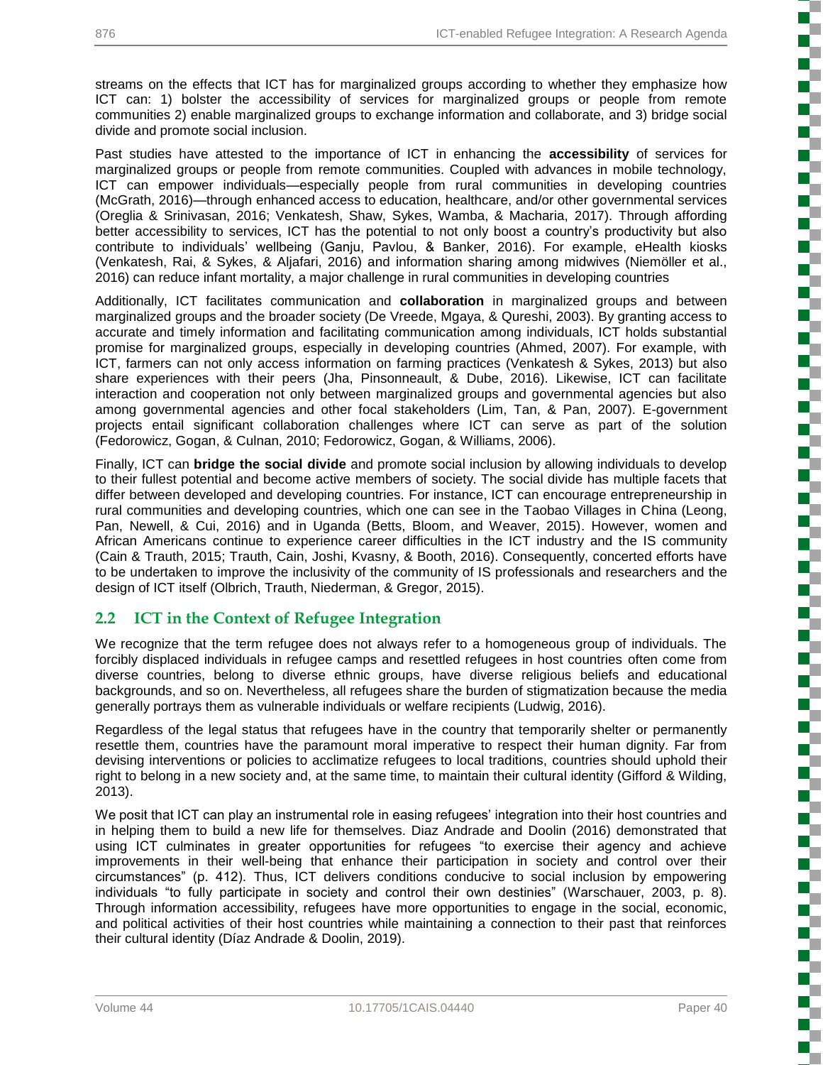streams on the effects that ICT has for marginalized groups according to whether they emphasize how ICT can: 1) bolster the accessibility of services for marginalized groups or people from remote communities 2) enable marginalized groups to exchange information and collaborate, and 3) bridge social divide and promote social inclusion.

Past studies have attested to the importance of ICT in enhancing the **accessibility** of services for marginalized groups or people from remote communities. Coupled with advances in mobile technology, ICT can empower individuals—especially people from rural communities in developing countries (McGrath, 2016)—through enhanced access to education, healthcare, and/or other governmental services (Oreglia & Srinivasan, 2016; Venkatesh, Shaw, Sykes, Wamba, & Macharia, 2017). Through affording better accessibility to services, ICT has the potential to not only boost a country's productivity but also contribute to individuals' wellbeing (Ganju, Pavlou, & Banker, 2016). For example, eHealth kiosks (Venkatesh, Rai, & Sykes, & Aljafari, 2016) and information sharing among midwives (Niemöller et al., 2016) can reduce infant mortality, a major challenge in rural communities in developing countries

Additionally, ICT facilitates communication and **collaboration** in marginalized groups and between marginalized groups and the broader society (De Vreede, Mgaya, & Qureshi, 2003). By granting access to accurate and timely information and facilitating communication among individuals, ICT holds substantial promise for marginalized groups, especially in developing countries (Ahmed, 2007). For example, with ICT, farmers can not only access information on farming practices (Venkatesh & Sykes, 2013) but also share experiences with their peers (Jha, Pinsonneault, & Dube, 2016). Likewise, ICT can facilitate interaction and cooperation not only between marginalized groups and governmental agencies but also among governmental agencies and other focal stakeholders (Lim, Tan, & Pan, 2007). E-government projects entail significant collaboration challenges where ICT can serve as part of the solution (Fedorowicz, Gogan, & Culnan, 2010; Fedorowicz, Gogan, & Williams, 2006).

Finally, ICT can **bridge the social divide** and promote social inclusion by allowing individuals to develop to their fullest potential and become active members of society. The social divide has multiple facets that differ between developed and developing countries. For instance, ICT can encourage entrepreneurship in rural communities and developing countries, which one can see in the Taobao Villages in China (Leong, Pan, Newell, & Cui, 2016) and in Uganda (Betts, Bloom, and Weaver, 2015). However, women and African Americans continue to experience career difficulties in the ICT industry and the IS community (Cain & Trauth, 2015; Trauth, Cain, Joshi, Kvasny, & Booth, 2016). Consequently, concerted efforts have to be undertaken to improve the inclusivity of the community of IS professionals and researchers and the design of ICT itself (Olbrich, Trauth, Niederman, & Gregor, 2015).

## 2.2 ICT in the Context of Refugee Integration

We recognize that the term refugee does not always refer to a homogeneous group of individuals. The forcibly displaced individuals in refugee camps and resettled refugees in host countries often come from diverse countries, belong to diverse ethnic groups, have diverse religious beliefs and educational backgrounds, and so on. Nevertheless, all refugees share the burden of stigmatization because the media generally portrays them as vulnerable individuals or welfare recipients (Ludwig, 2016).

Regardless of the legal status that refugees have in the country that temporarily shelter or permanently resettle them, countries have the paramount moral imperative to respect their human dignity. Far from devising interventions or policies to acclimatize refugees to local traditions, countries should uphold their right to belong in a new society and, at the same time, to maintain their cultural identity (Gifford & Wilding, 2013).

We posit that ICT can play an instrumental role in easing refugees' integration into their host countries and in helping them to build a new life for themselves. Diaz Andrade and Doolin (2016) demonstrated that using ICT culminates in greater opportunities for refugees "to exercise their agency and achieve improvements in their well-being that enhance their participation in society and control over their circumstances" (p. 412). Thus, ICT delivers conditions conducive to social inclusion by empowering individuals "to fully participate in society and control their own destinies" (Warschauer, 2003, p. 8). Through information accessibility, refugees have more opportunities to engage in the social, economic, and political activities of their host countries while maintaining a connection to their past that reinforces their cultural identity (Díaz Andrade & Doolin, 2019).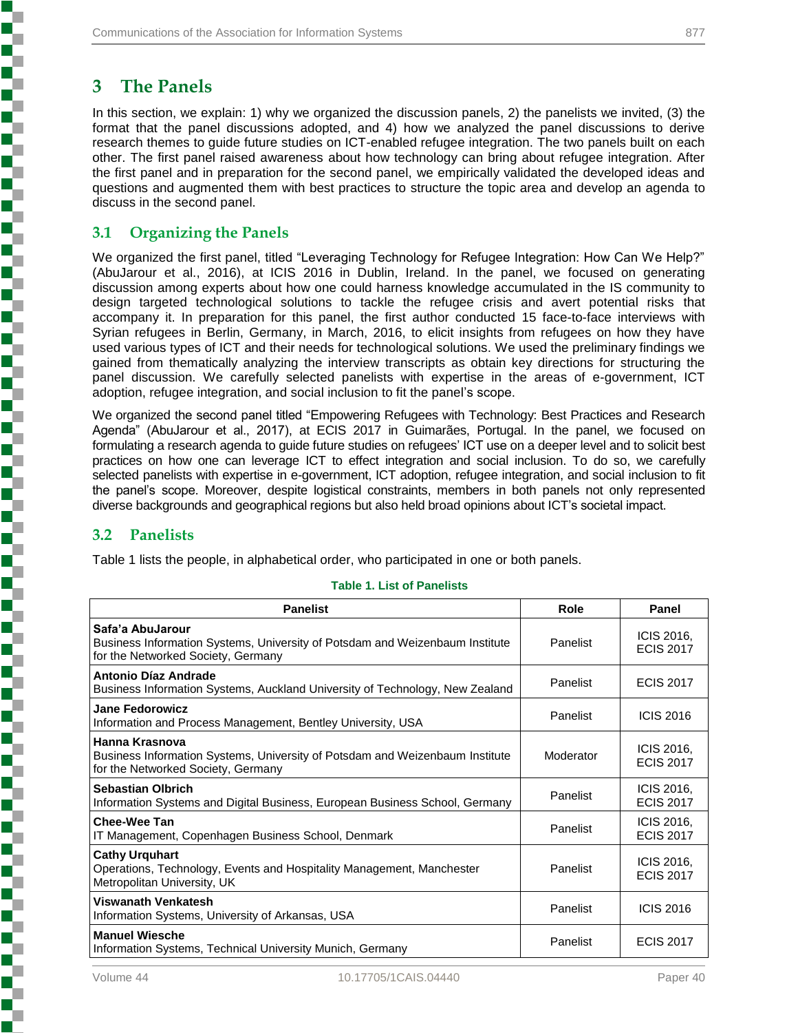# 3 The Panels

In this section, we explain: 1) why we organized the discussion panels, 2) the panelists we invited, (3) the format that the panel discussions adopted, and 4) how we analyzed the panel discussions to derive research themes to guide future studies on ICT-enabled refugee integration. The two panels built on each other. The first panel raised awareness about how technology can bring about refugee integration. After the first panel and in preparation for the second panel, we empirically validated the developed ideas and questions and augmented them with best practices to structure the topic area and develop an agenda to discuss in the second panel.

## 3.1 Organizing the Panels

We organized the first panel, titled "Leveraging Technology for Refugee Integration: How Can We Help?" (AbuJarour et al., 2016), at ICIS 2016 in Dublin, Ireland. In the panel, we focused on generating discussion among experts about how one could harness knowledge accumulated in the IS community to design targeted technological solutions to tackle the refugee crisis and avert potential risks that accompany it. In preparation for this panel, the first author conducted 15 face-to-face interviews with Syrian refugees in Berlin, Germany, in March, 2016, to elicit insights from refugees on how they have used various types of ICT and their needs for technological solutions. We used the preliminary findings we gained from thematically analyzing the interview transcripts as obtain key directions for structuring the panel discussion. We carefully selected panelists with expertise in the areas of e-government, ICT adoption, refugee integration, and social inclusion to fit the panel's scope.

We organized the second panel titled "Empowering Refugees with Technology: Best Practices and Research Agenda" (AbuJarour et al., 2017), at ECIS 2017 in Guimarães, Portugal. In the panel, we focused on formulating a research agenda to guide future studies on refugees' ICT use on a deeper level and to solicit best practices on how one can leverage ICT to effect integration and social inclusion. To do so, we carefully selected panelists with expertise in e-government, ICT adoption, refugee integration, and social inclusion to fit the panel's scope. Moreover, despite logistical constraints, members in both panels not only represented diverse backgrounds and geographical regions but also held broad opinions about ICT's societal impact.

## 3.2 Panelists

Table 1 lists the people, in alphabetical order, who participated in one or both panels.

**Table 1. List of Panelists**

| Panelist | Role | Panel |
|---|---|---|
| **Safa'a AbuJarour**<br>Business Information Systems, University of Potsdam and Weizenbaum Institute for the Networked Society, Germany | Panelist | ICIS 2016, ECIS 2017 |
| **Antonio Díaz Andrade**<br>Business Information Systems, Auckland University of Technology, New Zealand | Panelist | ECIS 2017 |
| **Jane Fedorowicz**<br>Information and Process Management, Bentley University, USA | Panelist | ICIS 2016 |
| **Hanna Krasnova**<br>Business Information Systems, University of Potsdam and Weizenbaum Institute for the Networked Society, Germany | Moderator | ICIS 2016, ECIS 2017 |
| **Sebastian Olbrich**<br>Information Systems and Digital Business, European Business School, Germany | Panelist | ICIS 2016, ECIS 2017 |
| **Chee-Wee Tan**<br>IT Management, Copenhagen Business School, Denmark | Panelist | ICIS 2016, ECIS 2017 |
| **Cathy Urquhart**<br>Operations, Technology, Events and Hospitality Management, Manchester Metropolitan University, UK | Panelist | ICIS 2016, ECIS 2017 |
| **Viswanath Venkatesh**<br>Information Systems, University of Arkansas, USA | Panelist | ICIS 2016 |
| **Manuel Wiesche**<br>Information Systems, Technical University Munich, Germany | Panelist | ECIS 2017 |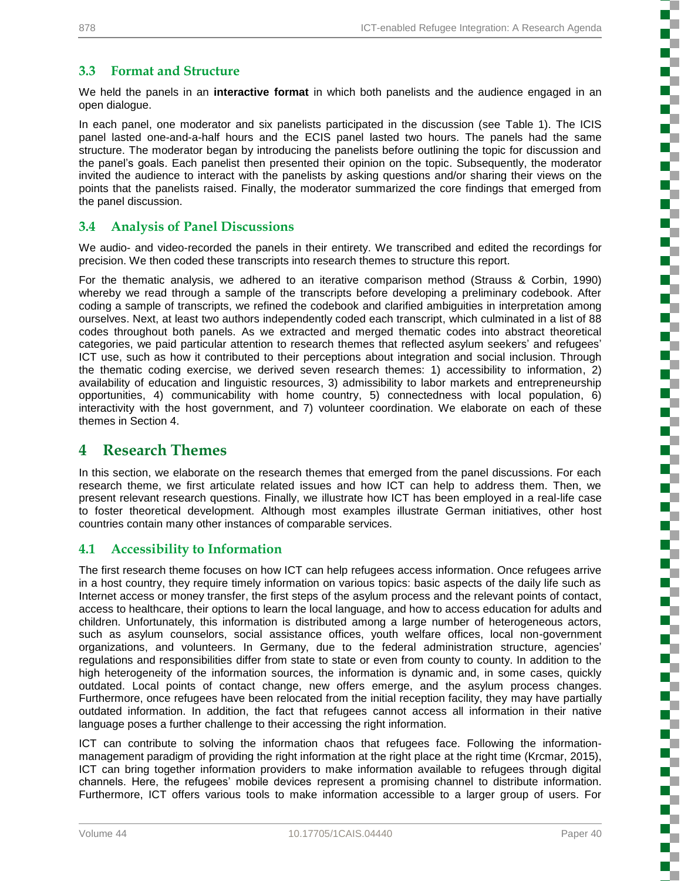### 3.3 Format and Structure

We held the panels in an **interactive format** in which both panelists and the audience engaged in an open dialogue.

In each panel, one moderator and six panelists participated in the discussion (see Table 1). The ICIS panel lasted one-and-a-half hours and the ECIS panel lasted two hours. The panels had the same structure. The moderator began by introducing the panelists before outlining the topic for discussion and the panel's goals. Each panelist then presented their opinion on the topic. Subsequently, the moderator invited the audience to interact with the panelists by asking questions and/or sharing their views on the points that the panelists raised. Finally, the moderator summarized the core findings that emerged from the panel discussion.

### 3.4 Analysis of Panel Discussions

We audio- and video-recorded the panels in their entirety. We transcribed and edited the recordings for precision. We then coded these transcripts into research themes to structure this report.

For the thematic analysis, we adhered to an iterative comparison method (Strauss & Corbin, 1990) whereby we read through a sample of the transcripts before developing a preliminary codebook. After coding a sample of transcripts, we refined the codebook and clarified ambiguities in interpretation among ourselves. Next, at least two authors independently coded each transcript, which culminated in a list of 88 codes throughout both panels. As we extracted and merged thematic codes into abstract theoretical categories, we paid particular attention to research themes that reflected asylum seekers' and refugees' ICT use, such as how it contributed to their perceptions about integration and social inclusion. Through the thematic coding exercise, we derived seven research themes: 1) accessibility to information, 2) availability of education and linguistic resources, 3) admissibility to labor markets and entrepreneurship opportunities, 4) communicability with home country, 5) connectedness with local population, 6) interactivity with the host government, and 7) volunteer coordination. We elaborate on each of these themes in Section 4.

## 4 Research Themes

In this section, we elaborate on the research themes that emerged from the panel discussions. For each research theme, we first articulate related issues and how ICT can help to address them. Then, we present relevant research questions. Finally, we illustrate how ICT has been employed in a real-life case to foster theoretical development. Although most examples illustrate German initiatives, other host countries contain many other instances of comparable services.

### 4.1 Accessibility to Information

The first research theme focuses on how ICT can help refugees access information. Once refugees arrive in a host country, they require timely information on various topics: basic aspects of the daily life such as Internet access or money transfer, the first steps of the asylum process and the relevant points of contact, access to healthcare, their options to learn the local language, and how to access education for adults and children. Unfortunately, this information is distributed among a large number of heterogeneous actors, such as asylum counselors, social assistance offices, youth welfare offices, local non-government organizations, and volunteers. In Germany, due to the federal administration structure, agencies' regulations and responsibilities differ from state to state or even from county to county. In addition to the high heterogeneity of the information sources, the information is dynamic and, in some cases, quickly outdated. Local points of contact change, new offers emerge, and the asylum process changes. Furthermore, once refugees have been relocated from the initial reception facility, they may have partially outdated information. In addition, the fact that refugees cannot access all information in their native language poses a further challenge to their accessing the right information.

ICT can contribute to solving the information chaos that refugees face. Following the information-management paradigm of providing the right information at the right place at the right time (Krcmar, 2015), ICT can bring together information providers to make information available to refugees through digital channels. Here, the refugees' mobile devices represent a promising channel to distribute information. Furthermore, ICT offers various tools to make information accessible to a larger group of users. For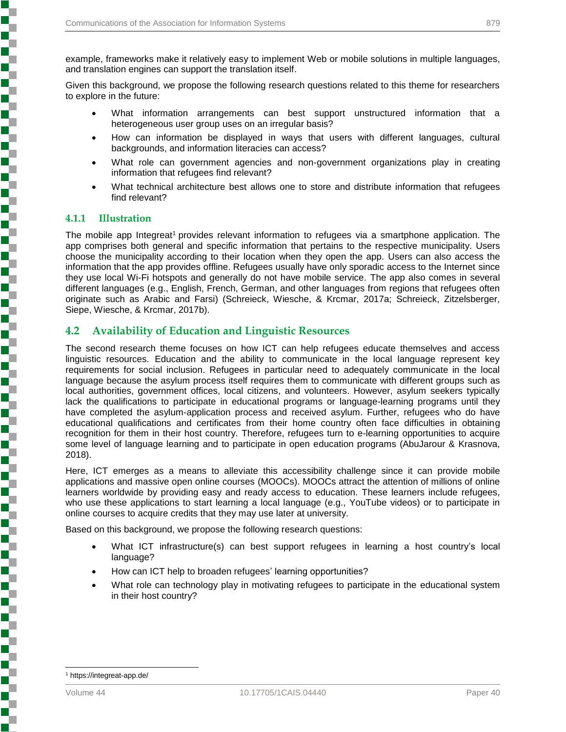example, frameworks make it relatively easy to implement Web or mobile solutions in multiple languages, and translation engines can support the translation itself.

Given this background, we propose the following research questions related to this theme for researchers to explore in the future:

- What information arrangements can best support unstructured information that a heterogeneous user group uses on an irregular basis?
- How can information be displayed in ways that users with different languages, cultural backgrounds, and information literacies can access?
- What role can government agencies and non-government organizations play in creating information that refugees find relevant?
- What technical architecture best allows one to store and distribute information that refugees find relevant?

#### 4.1.1 Illustration

The mobile app Integreat[1] provides relevant information to refugees via a smartphone application. The app comprises both general and specific information that pertains to the respective municipality. Users choose the municipality according to their location when they open the app. Users can also access the information that the app provides offline. Refugees usually have only sporadic access to the Internet since they use local Wi-Fi hotspots and generally do not have mobile service. The app also comes in several different languages (e.g., English, French, German, and other languages from regions that refugees often originate such as Arabic and Farsi) (Schreieck, Wiesche, & Krcmar, 2017a; Schreieck, Zitzelsberger, Siepe, Wiesche, & Krcmar, 2017b).

### 4.2 Availability of Education and Linguistic Resources

The second research theme focuses on how ICT can help refugees educate themselves and access linguistic resources. Education and the ability to communicate in the local language represent key requirements for social inclusion. Refugees in particular need to adequately communicate in the local language because the asylum process itself requires them to communicate with different groups such as local authorities, government offices, local citizens, and volunteers. However, asylum seekers typically lack the qualifications to participate in educational programs or language-learning programs until they have completed the asylum-application process and received asylum. Further, refugees who do have educational qualifications and certificates from their home country often face difficulties in obtaining recognition for them in their host country. Therefore, refugees turn to e-learning opportunities to acquire some level of language learning and to participate in open education programs (AbuJarour & Krasnova, 2018).

Here, ICT emerges as a means to alleviate this accessibility challenge since it can provide mobile applications and massive open online courses (MOOCs). MOOCs attract the attention of millions of online learners worldwide by providing easy and ready access to education. These learners include refugees, who use these applications to start learning a local language (e.g., YouTube videos) or to participate in online courses to acquire credits that they may use later at university.

Based on this background, we propose the following research questions:

- What ICT infrastructure(s) can best support refugees in learning a host country's local language?
- How can ICT help to broaden refugees' learning opportunities?
- What role can technology play in motivating refugees to participate in the educational system in their host country?

---

[1] https://integreat-app.de/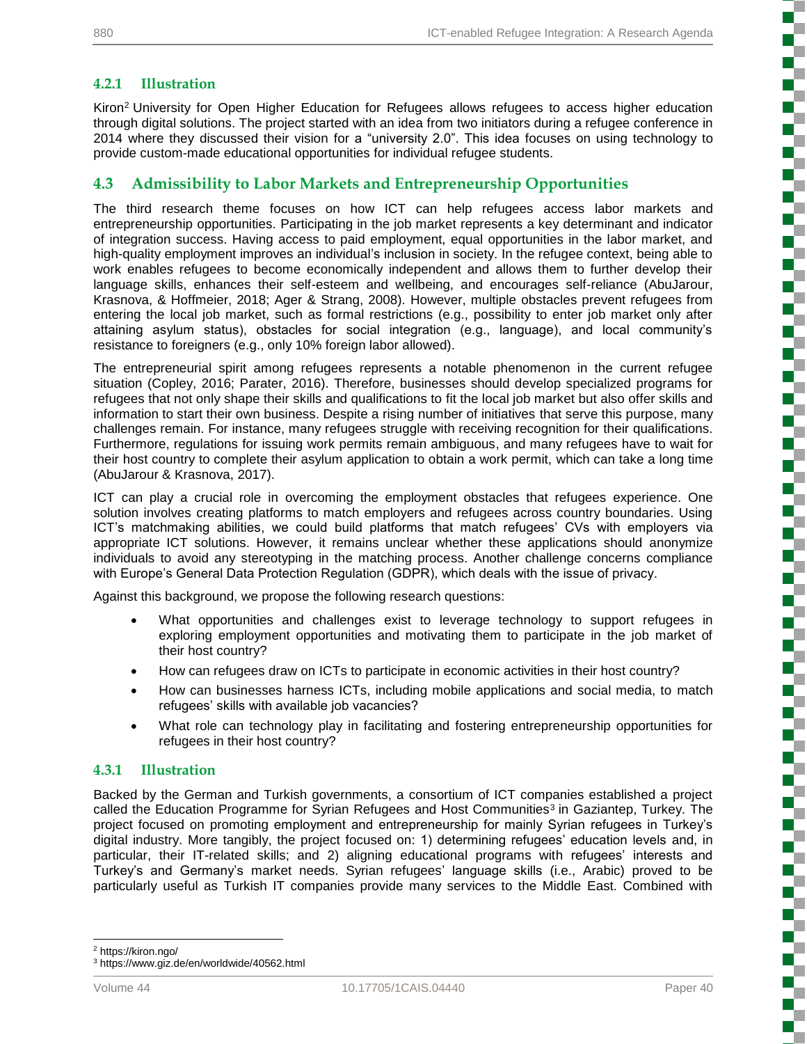### 4.2.1 Illustration

Kiron[2] University for Open Higher Education for Refugees allows refugees to access higher education through digital solutions. The project started with an idea from two initiators during a refugee conference in 2014 where they discussed their vision for a "university 2.0". This idea focuses on using technology to provide custom-made educational opportunities for individual refugee students.

## 4.3 Admissibility to Labor Markets and Entrepreneurship Opportunities

The third research theme focuses on how ICT can help refugees access labor markets and entrepreneurship opportunities. Participating in the job market represents a key determinant and indicator of integration success. Having access to paid employment, equal opportunities in the labor market, and high-quality employment improves an individual's inclusion in society. In the refugee context, being able to work enables refugees to become economically independent and allows them to further develop their language skills, enhances their self-esteem and wellbeing, and encourages self-reliance (AbuJarour, Krasnova, & Hoffmeier, 2018; Ager & Strang, 2008). However, multiple obstacles prevent refugees from entering the local job market, such as formal restrictions (e.g., possibility to enter job market only after attaining asylum status), obstacles for social integration (e.g., language), and local community's resistance to foreigners (e.g., only 10% foreign labor allowed).

The entrepreneurial spirit among refugees represents a notable phenomenon in the current refugee situation (Copley, 2016; Parater, 2016). Therefore, businesses should develop specialized programs for refugees that not only shape their skills and qualifications to fit the local job market but also offer skills and information to start their own business. Despite a rising number of initiatives that serve this purpose, many challenges remain. For instance, many refugees struggle with receiving recognition for their qualifications. Furthermore, regulations for issuing work permits remain ambiguous, and many refugees have to wait for their host country to complete their asylum application to obtain a work permit, which can take a long time (AbuJarour & Krasnova, 2017).

ICT can play a crucial role in overcoming the employment obstacles that refugees experience. One solution involves creating platforms to match employers and refugees across country boundaries. Using ICT's matchmaking abilities, we could build platforms that match refugees' CVs with employers via appropriate ICT solutions. However, it remains unclear whether these applications should anonymize individuals to avoid any stereotyping in the matching process. Another challenge concerns compliance with Europe's General Data Protection Regulation (GDPR), which deals with the issue of privacy.

Against this background, we propose the following research questions:

- What opportunities and challenges exist to leverage technology to support refugees in exploring employment opportunities and motivating them to participate in the job market of their host country?
- How can refugees draw on ICTs to participate in economic activities in their host country?
- How can businesses harness ICTs, including mobile applications and social media, to match refugees' skills with available job vacancies?
- What role can technology play in facilitating and fostering entrepreneurship opportunities for refugees in their host country?

### 4.3.1 Illustration

Backed by the German and Turkish governments, a consortium of ICT companies established a project called the Education Programme for Syrian Refugees and Host Communities[3] in Gaziantep, Turkey. The project focused on promoting employment and entrepreneurship for mainly Syrian refugees in Turkey's digital industry. More tangibly, the project focused on: 1) determining refugees' education levels and, in particular, their IT-related skills; and 2) aligning educational programs with refugees' interests and Turkey's and Germany's market needs. Syrian refugees' language skills (i.e., Arabic) proved to be particularly useful as Turkish IT companies provide many services to the Middle East. Combined with

[2] https://kiron.ngo/

[3] https://www.giz.de/en/worldwide/40562.html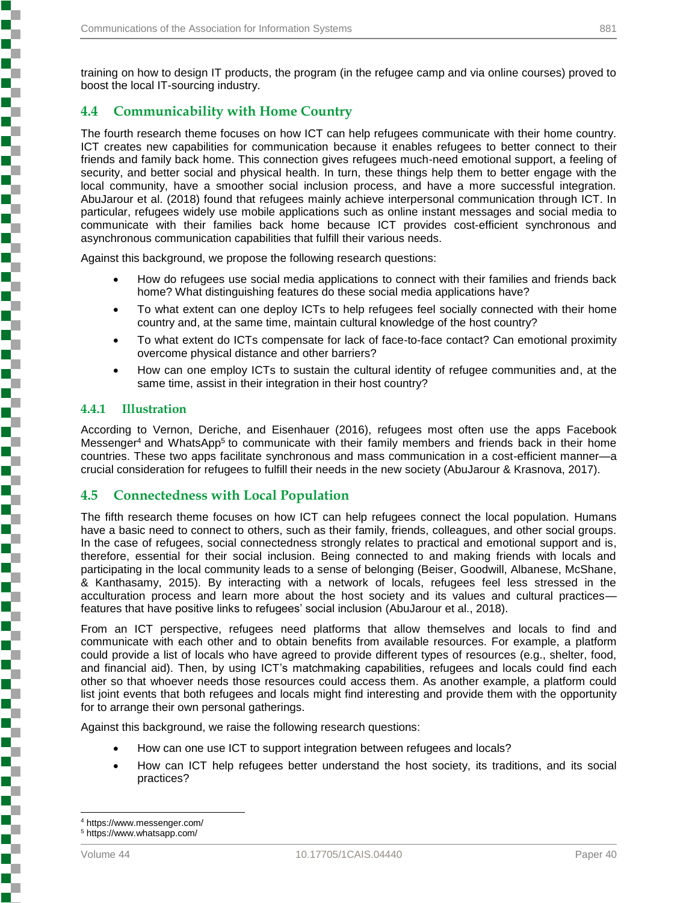training on how to design IT products, the program (in the refugee camp and via online courses) proved to boost the local IT-sourcing industry.

## 4.4 Communicability with Home Country

The fourth research theme focuses on how ICT can help refugees communicate with their home country. ICT creates new capabilities for communication because it enables refugees to better connect to their friends and family back home. This connection gives refugees much-need emotional support, a feeling of security, and better social and physical health. In turn, these things help them to better engage with the local community, have a smoother social inclusion process, and have a more successful integration. AbuJarour et al. (2018) found that refugees mainly achieve interpersonal communication through ICT. In particular, refugees widely use mobile applications such as online instant messages and social media to communicate with their families back home because ICT provides cost-efficient synchronous and asynchronous communication capabilities that fulfill their various needs.

Against this background, we propose the following research questions:

- How do refugees use social media applications to connect with their families and friends back home? What distinguishing features do these social media applications have?
- To what extent can one deploy ICTs to help refugees feel socially connected with their home country and, at the same time, maintain cultural knowledge of the host country?
- To what extent do ICTs compensate for lack of face-to-face contact? Can emotional proximity overcome physical distance and other barriers?
- How can one employ ICTs to sustain the cultural identity of refugee communities and, at the same time, assist in their integration in their host country?

### 4.4.1 Illustration

According to Vernon, Deriche, and Eisenhauer (2016), refugees most often use the apps Facebook Messenger[4] and WhatsApp[5] to communicate with their family members and friends back in their home countries. These two apps facilitate synchronous and mass communication in a cost-efficient manner—a crucial consideration for refugees to fulfill their needs in the new society (AbuJarour & Krasnova, 2017).

## 4.5 Connectedness with Local Population

The fifth research theme focuses on how ICT can help refugees connect the local population. Humans have a basic need to connect to others, such as their family, friends, colleagues, and other social groups. In the case of refugees, social connectedness strongly relates to practical and emotional support and is, therefore, essential for their social inclusion. Being connected to and making friends with locals and participating in the local community leads to a sense of belonging (Beiser, Goodwill, Albanese, McShane, & Kanthasamy, 2015). By interacting with a network of locals, refugees feel less stressed in the acculturation process and learn more about the host society and its values and cultural practices—features that have positive links to refugees' social inclusion (AbuJarour et al., 2018).

From an ICT perspective, refugees need platforms that allow themselves and locals to find and communicate with each other and to obtain benefits from available resources. For example, a platform could provide a list of locals who have agreed to provide different types of resources (e.g., shelter, food, and financial aid). Then, by using ICT's matchmaking capabilities, refugees and locals could find each other so that whoever needs those resources could access them. As another example, a platform could list joint events that both refugees and locals might find interesting and provide them with the opportunity for to arrange their own personal gatherings.

Against this background, we raise the following research questions:

- How can one use ICT to support integration between refugees and locals?
- How can ICT help refugees better understand the host society, its traditions, and its social practices?

---

[4] https://www.messenger.com/

[5] https://www.whatsapp.com/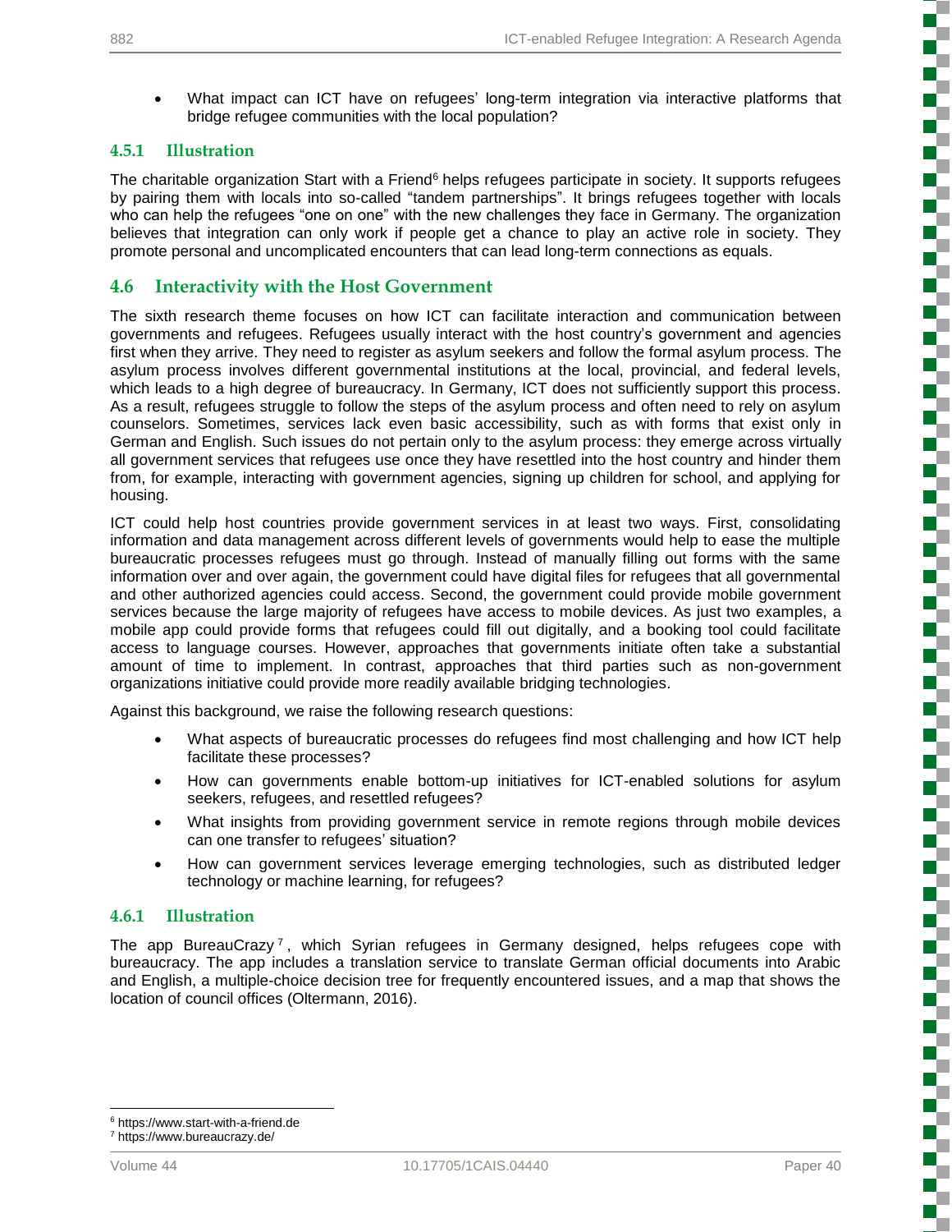- What impact can ICT have on refugees' long-term integration via interactive platforms that bridge refugee communities with the local population?

### 4.5.1 Illustration

The charitable organization Start with a Friend[6] helps refugees participate in society. It supports refugees by pairing them with locals into so-called "tandem partnerships". It brings refugees together with locals who can help the refugees "one on one" with the new challenges they face in Germany. The organization believes that integration can only work if people get a chance to play an active role in society. They promote personal and uncomplicated encounters that can lead long-term connections as equals.

## 4.6 Interactivity with the Host Government

The sixth research theme focuses on how ICT can facilitate interaction and communication between governments and refugees. Refugees usually interact with the host country's government and agencies first when they arrive. They need to register as asylum seekers and follow the formal asylum process. The asylum process involves different governmental institutions at the local, provincial, and federal levels, which leads to a high degree of bureaucracy. In Germany, ICT does not sufficiently support this process. As a result, refugees struggle to follow the steps of the asylum process and often need to rely on asylum counselors. Sometimes, services lack even basic accessibility, such as with forms that exist only in German and English. Such issues do not pertain only to the asylum process: they emerge across virtually all government services that refugees use once they have resettled into the host country and hinder them from, for example, interacting with government agencies, signing up children for school, and applying for housing.

ICT could help host countries provide government services in at least two ways. First, consolidating information and data management across different levels of governments would help to ease the multiple bureaucratic processes refugees must go through. Instead of manually filling out forms with the same information over and over again, the government could have digital files for refugees that all governmental and other authorized agencies could access. Second, the government could provide mobile government services because the large majority of refugees have access to mobile devices. As just two examples, a mobile app could provide forms that refugees could fill out digitally, and a booking tool could facilitate access to language courses. However, approaches that governments initiate often take a substantial amount of time to implement. In contrast, approaches that third parties such as non-government organizations initiative could provide more readily available bridging technologies.

Against this background, we raise the following research questions:

- What aspects of bureaucratic processes do refugees find most challenging and how ICT help facilitate these processes?
- How can governments enable bottom-up initiatives for ICT-enabled solutions for asylum seekers, refugees, and resettled refugees?
- What insights from providing government service in remote regions through mobile devices can one transfer to refugees' situation?
- How can government services leverage emerging technologies, such as distributed ledger technology or machine learning, for refugees?

### 4.6.1 Illustration

The app BureauCrazy[7], which Syrian refugees in Germany designed, helps refugees cope with bureaucracy. The app includes a translation service to translate German official documents into Arabic and English, a multiple-choice decision tree for frequently encountered issues, and a map that shows the location of council offices (Oltermann, 2016).

---

[6] https://www.start-with-a-friend.de

[7] https://www.bureaucrazy.de/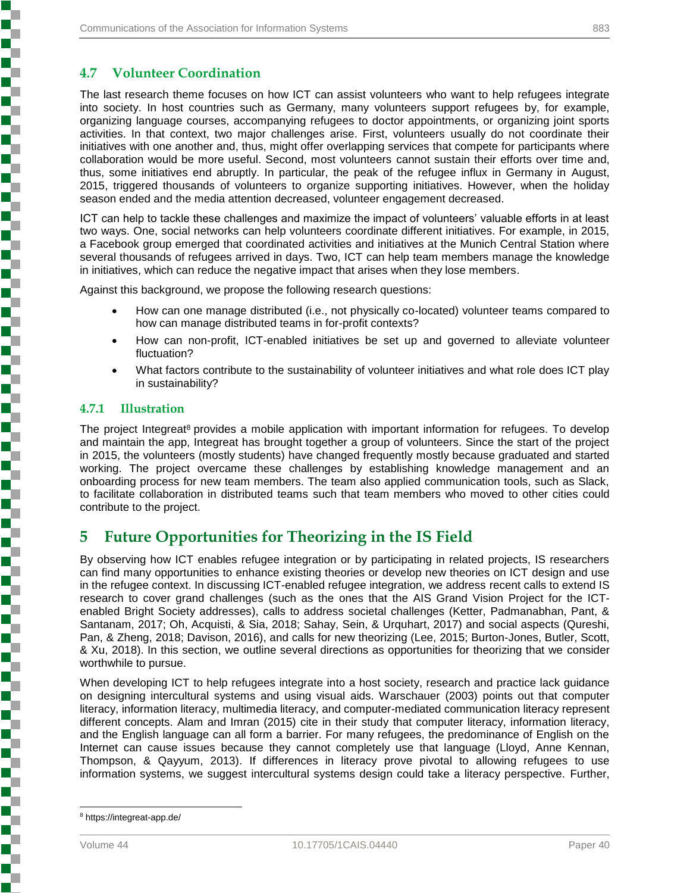## 4.7 Volunteer Coordination

The last research theme focuses on how ICT can assist volunteers who want to help refugees integrate into society. In host countries such as Germany, many volunteers support refugees by, for example, organizing language courses, accompanying refugees to doctor appointments, or organizing joint sports activities. In that context, two major challenges arise. First, volunteers usually do not coordinate their initiatives with one another and, thus, might offer overlapping services that compete for participants where collaboration would be more useful. Second, most volunteers cannot sustain their efforts over time and, thus, some initiatives end abruptly. In particular, the peak of the refugee influx in Germany in August, 2015, triggered thousands of volunteers to organize supporting initiatives. However, when the holiday season ended and the media attention decreased, volunteer engagement decreased.

ICT can help to tackle these challenges and maximize the impact of volunteers' valuable efforts in at least two ways. One, social networks can help volunteers coordinate different initiatives. For example, in 2015, a Facebook group emerged that coordinated activities and initiatives at the Munich Central Station where several thousands of refugees arrived in days. Two, ICT can help team members manage the knowledge in initiatives, which can reduce the negative impact that arises when they lose members.

Against this background, we propose the following research questions:

- How can one manage distributed (i.e., not physically co-located) volunteer teams compared to how can manage distributed teams in for-profit contexts?
- How can non-profit, ICT-enabled initiatives be set up and governed to alleviate volunteer fluctuation?
- What factors contribute to the sustainability of volunteer initiatives and what role does ICT play in sustainability?

### 4.7.1 Illustration

The project Integreat[8] provides a mobile application with important information for refugees. To develop and maintain the app, Integreat has brought together a group of volunteers. Since the start of the project in 2015, the volunteers (mostly students) have changed frequently mostly because graduated and started working. The project overcame these challenges by establishing knowledge management and an onboarding process for new team members. The team also applied communication tools, such as Slack, to facilitate collaboration in distributed teams such that team members who moved to other cities could contribute to the project.

# 5 Future Opportunities for Theorizing in the IS Field

By observing how ICT enables refugee integration or by participating in related projects, IS researchers can find many opportunities to enhance existing theories or develop new theories on ICT design and use in the refugee context. In discussing ICT-enabled refugee integration, we address recent calls to extend IS research to cover grand challenges (such as the ones that the AIS Grand Vision Project for the ICT-enabled Bright Society addresses), calls to address societal challenges (Ketter, Padmanabhan, Pant, & Santanam, 2017; Oh, Acquisti, & Sia, 2018; Sahay, Sein, & Urquhart, 2017) and social aspects (Qureshi, Pan, & Zheng, 2018; Davison, 2016), and calls for new theorizing (Lee, 2015; Burton-Jones, Butler, Scott, & Xu, 2018). In this section, we outline several directions as opportunities for theorizing that we consider worthwhile to pursue.

When developing ICT to help refugees integrate into a host society, research and practice lack guidance on designing intercultural systems and using visual aids. Warschauer (2003) points out that computer literacy, information literacy, multimedia literacy, and computer-mediated communication literacy represent different concepts. Alam and Imran (2015) cite in their study that computer literacy, information literacy, and the English language can all form a barrier. For many refugees, the predominance of English on the Internet can cause issues because they cannot completely use that language (Lloyd, Anne Kennan, Thompson, & Qayyum, 2013). If differences in literacy prove pivotal to allowing refugees to use information systems, we suggest intercultural systems design could take a literacy perspective. Further,

[8] https://integreat-app.de/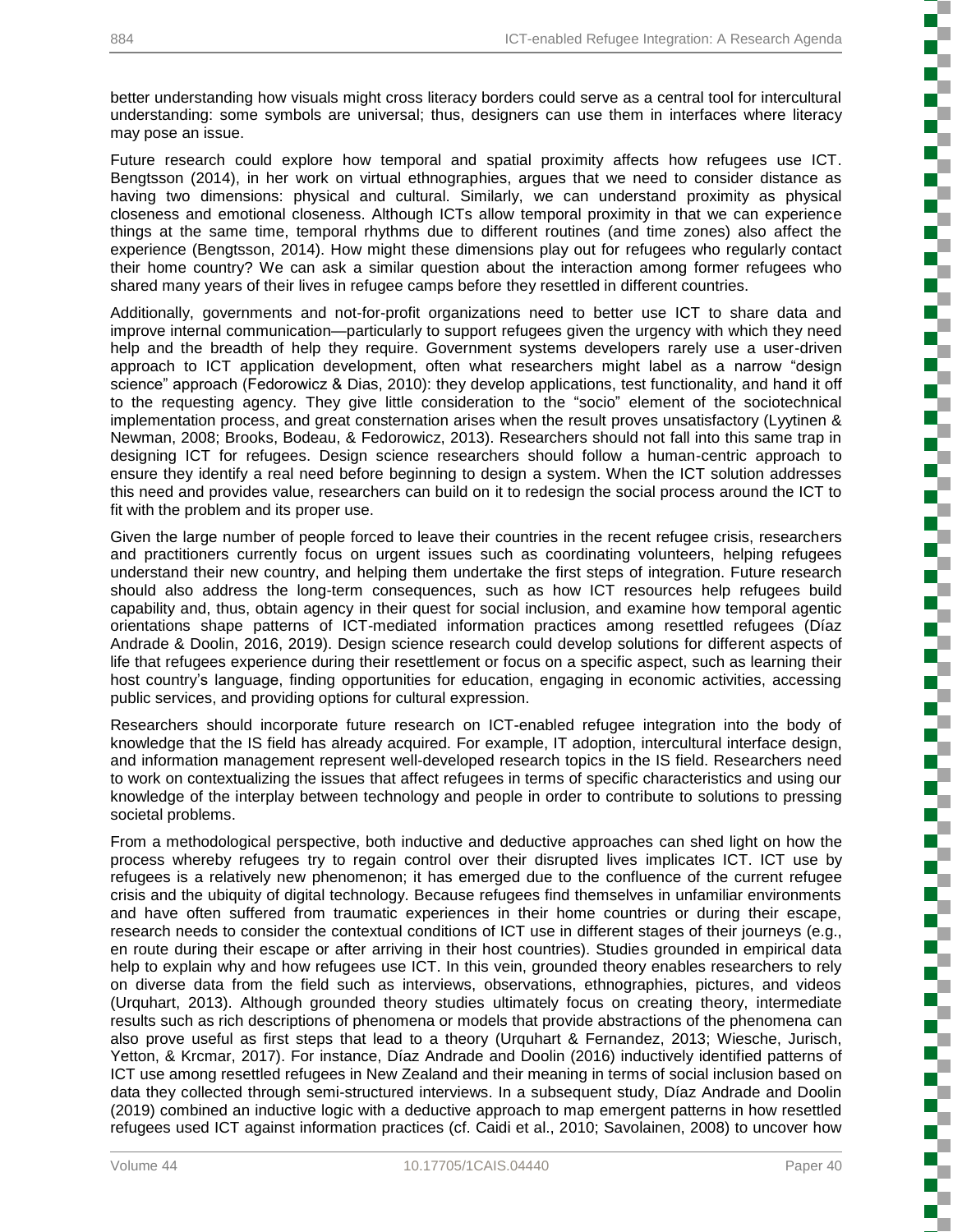better understanding how visuals might cross literacy borders could serve as a central tool for intercultural understanding: some symbols are universal; thus, designers can use them in interfaces where literacy may pose an issue.

Future research could explore how temporal and spatial proximity affects how refugees use ICT. Bengtsson (2014), in her work on virtual ethnographies, argues that we need to consider distance as having two dimensions: physical and cultural. Similarly, we can understand proximity as physical closeness and emotional closeness. Although ICTs allow temporal proximity in that we can experience things at the same time, temporal rhythms due to different routines (and time zones) also affect the experience (Bengtsson, 2014). How might these dimensions play out for refugees who regularly contact their home country? We can ask a similar question about the interaction among former refugees who shared many years of their lives in refugee camps before they resettled in different countries.

Additionally, governments and not-for-profit organizations need to better use ICT to share data and improve internal communication—particularly to support refugees given the urgency with which they need help and the breadth of help they require. Government systems developers rarely use a user-driven approach to ICT application development, often what researchers might label as a narrow "design science" approach (Fedorowicz & Dias, 2010): they develop applications, test functionality, and hand it off to the requesting agency. They give little consideration to the "socio" element of the sociotechnical implementation process, and great consternation arises when the result proves unsatisfactory (Lyytinen & Newman, 2008; Brooks, Bodeau, & Fedorowicz, 2013). Researchers should not fall into this same trap in designing ICT for refugees. Design science researchers should follow a human-centric approach to ensure they identify a real need before beginning to design a system. When the ICT solution addresses this need and provides value, researchers can build on it to redesign the social process around the ICT to fit with the problem and its proper use.

Given the large number of people forced to leave their countries in the recent refugee crisis, researchers and practitioners currently focus on urgent issues such as coordinating volunteers, helping refugees understand their new country, and helping them undertake the first steps of integration. Future research should also address the long-term consequences, such as how ICT resources help refugees build capability and, thus, obtain agency in their quest for social inclusion, and examine how temporal agentic orientations shape patterns of ICT-mediated information practices among resettled refugees (Díaz Andrade & Doolin, 2016, 2019). Design science research could develop solutions for different aspects of life that refugees experience during their resettlement or focus on a specific aspect, such as learning their host country's language, finding opportunities for education, engaging in economic activities, accessing public services, and providing options for cultural expression.

Researchers should incorporate future research on ICT-enabled refugee integration into the body of knowledge that the IS field has already acquired. For example, IT adoption, intercultural interface design, and information management represent well-developed research topics in the IS field. Researchers need to work on contextualizing the issues that affect refugees in terms of specific characteristics and using our knowledge of the interplay between technology and people in order to contribute to solutions to pressing societal problems.

From a methodological perspective, both inductive and deductive approaches can shed light on how the process whereby refugees try to regain control over their disrupted lives implicates ICT. ICT use by refugees is a relatively new phenomenon; it has emerged due to the confluence of the current refugee crisis and the ubiquity of digital technology. Because refugees find themselves in unfamiliar environments and have often suffered from traumatic experiences in their home countries or during their escape, research needs to consider the contextual conditions of ICT use in different stages of their journeys (e.g., en route during their escape or after arriving in their host countries). Studies grounded in empirical data help to explain why and how refugees use ICT. In this vein, grounded theory enables researchers to rely on diverse data from the field such as interviews, observations, ethnographies, pictures, and videos (Urquhart, 2013). Although grounded theory studies ultimately focus on creating theory, intermediate results such as rich descriptions of phenomena or models that provide abstractions of the phenomena can also prove useful as first steps that lead to a theory (Urquhart & Fernandez, 2013; Wiesche, Jurisch, Yetton, & Krcmar, 2017). For instance, Díaz Andrade and Doolin (2016) inductively identified patterns of ICT use among resettled refugees in New Zealand and their meaning in terms of social inclusion based on data they collected through semi-structured interviews. In a subsequent study, Díaz Andrade and Doolin (2019) combined an inductive logic with a deductive approach to map emergent patterns in how resettled refugees used ICT against information practices (cf. Caidi et al., 2010; Savolainen, 2008) to uncover how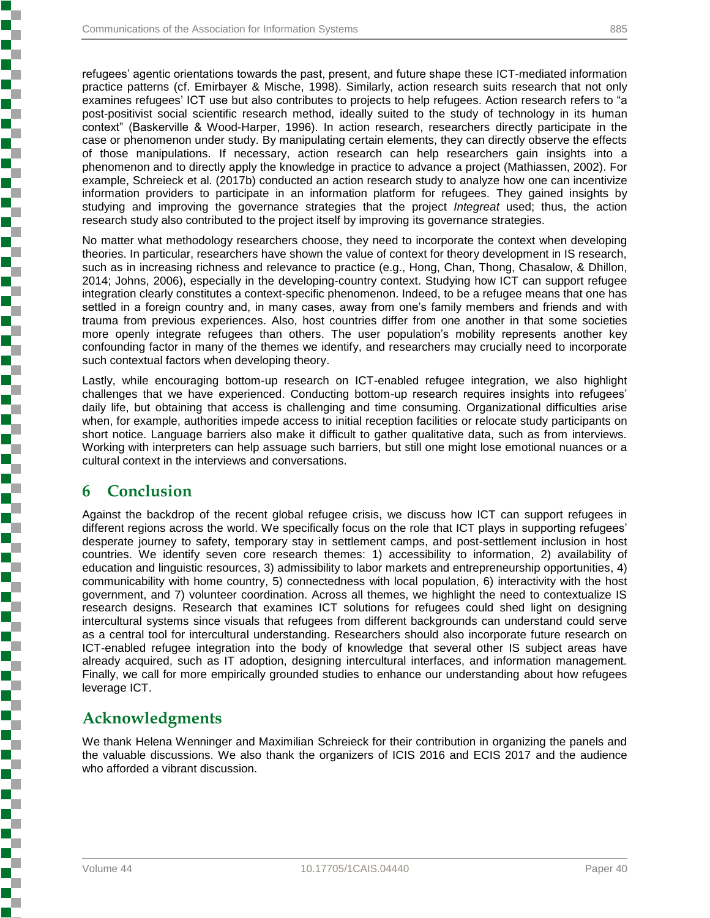refugees' agentic orientations towards the past, present, and future shape these ICT-mediated information practice patterns (cf. Emirbayer & Mische, 1998). Similarly, action research suits research that not only examines refugees' ICT use but also contributes to projects to help refugees. Action research refers to "a post-positivist social scientific research method, ideally suited to the study of technology in its human context" (Baskerville & Wood-Harper, 1996). In action research, researchers directly participate in the case or phenomenon under study. By manipulating certain elements, they can directly observe the effects of those manipulations. If necessary, action research can help researchers gain insights into a phenomenon and to directly apply the knowledge in practice to advance a project (Mathiassen, 2002). For example, Schreieck et al. (2017b) conducted an action research study to analyze how one can incentivize information providers to participate in an information platform for refugees. They gained insights by studying and improving the governance strategies that the project *Integreat* used; thus, the action research study also contributed to the project itself by improving its governance strategies.

No matter what methodology researchers choose, they need to incorporate the context when developing theories. In particular, researchers have shown the value of context for theory development in IS research, such as in increasing richness and relevance to practice (e.g., Hong, Chan, Thong, Chasalow, & Dhillon, 2014; Johns, 2006), especially in the developing-country context. Studying how ICT can support refugee integration clearly constitutes a context-specific phenomenon. Indeed, to be a refugee means that one has settled in a foreign country and, in many cases, away from one's family members and friends and with trauma from previous experiences. Also, host countries differ from one another in that some societies more openly integrate refugees than others. The user population's mobility represents another key confounding factor in many of the themes we identify, and researchers may crucially need to incorporate such contextual factors when developing theory.

Lastly, while encouraging bottom-up research on ICT-enabled refugee integration, we also highlight challenges that we have experienced. Conducting bottom-up research requires insights into refugees' daily life, but obtaining that access is challenging and time consuming. Organizational difficulties arise when, for example, authorities impede access to initial reception facilities or relocate study participants on short notice. Language barriers also make it difficult to gather qualitative data, such as from interviews. Working with interpreters can help assuage such barriers, but still one might lose emotional nuances or a cultural context in the interviews and conversations.

# 6 Conclusion

Against the backdrop of the recent global refugee crisis, we discuss how ICT can support refugees in different regions across the world. We specifically focus on the role that ICT plays in supporting refugees' desperate journey to safety, temporary stay in settlement camps, and post-settlement inclusion in host countries. We identify seven core research themes: 1) accessibility to information, 2) availability of education and linguistic resources, 3) admissibility to labor markets and entrepreneurship opportunities, 4) communicability with home country, 5) connectedness with local population, 6) interactivity with the host government, and 7) volunteer coordination. Across all themes, we highlight the need to contextualize IS research designs. Research that examines ICT solutions for refugees could shed light on designing intercultural systems since visuals that refugees from different backgrounds can understand could serve as a central tool for intercultural understanding. Researchers should also incorporate future research on ICT-enabled refugee integration into the body of knowledge that several other IS subject areas have already acquired, such as IT adoption, designing intercultural interfaces, and information management. Finally, we call for more empirically grounded studies to enhance our understanding about how refugees leverage ICT.

# Acknowledgments

We thank Helena Wenninger and Maximilian Schreieck for their contribution in organizing the panels and the valuable discussions. We also thank the organizers of ICIS 2016 and ECIS 2017 and the audience who afforded a vibrant discussion.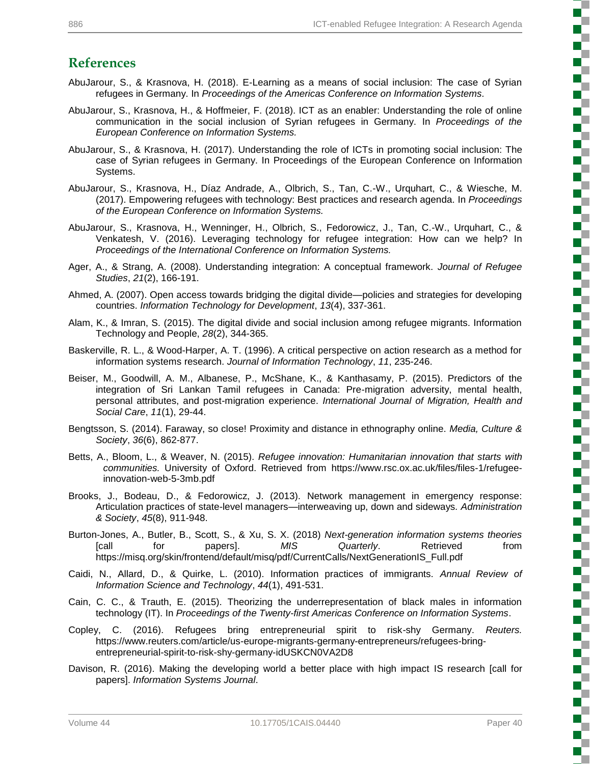## References

AbuJarour, S., & Krasnova, H. (2018). E-Learning as a means of social inclusion: The case of Syrian refugees in Germany. In *Proceedings of the Americas Conference on Information Systems*.

AbuJarour, S., Krasnova, H., & Hoffmeier, F. (2018). ICT as an enabler: Understanding the role of online communication in the social inclusion of Syrian refugees in Germany. In *Proceedings of the European Conference on Information Systems.*

AbuJarour, S., & Krasnova, H. (2017). Understanding the role of ICTs in promoting social inclusion: The case of Syrian refugees in Germany. In Proceedings of the European Conference on Information Systems.

AbuJarour, S., Krasnova, H., Díaz Andrade, A., Olbrich, S., Tan, C.-W., Urquhart, C., & Wiesche, M. (2017). Empowering refugees with technology: Best practices and research agenda. In *Proceedings of the European Conference on Information Systems.*

AbuJarour, S., Krasnova, H., Wenninger, H., Olbrich, S., Fedorowicz, J., Tan, C.-W., Urquhart, C., & Venkatesh, V. (2016). Leveraging technology for refugee integration: How can we help? In *Proceedings of the International Conference on Information Systems.*

Ager, A., & Strang, A. (2008). Understanding integration: A conceptual framework. *Journal of Refugee Studies*, *21*(2), 166-191.

Ahmed, A. (2007). Open access towards bridging the digital divide—policies and strategies for developing countries. *Information Technology for Development*, *13*(4), 337-361.

Alam, K., & Imran, S. (2015). The digital divide and social inclusion among refugee migrants. Information Technology and People, *28*(2), 344-365.

Baskerville, R. L., & Wood-Harper, A. T. (1996). A critical perspective on action research as a method for information systems research. *Journal of Information Technology*, *11*, 235-246.

Beiser, M., Goodwill, A. M., Albanese, P., McShane, K., & Kanthasamy, P. (2015). Predictors of the integration of Sri Lankan Tamil refugees in Canada: Pre-migration adversity, mental health, personal attributes, and post-migration experience. *International Journal of Migration, Health and Social Care*, *11*(1), 29-44.

Bengtsson, S. (2014). Faraway, so close! Proximity and distance in ethnography online. *Media, Culture & Society*, *36*(6), 862-877.

Betts, A., Bloom, L., & Weaver, N. (2015). *Refugee innovation: Humanitarian innovation that starts with communities.* University of Oxford. Retrieved from https://www.rsc.ox.ac.uk/files/files-1/refugee-innovation-web-5-3mb.pdf

Brooks, J., Bodeau, D., & Fedorowicz, J. (2013). Network management in emergency response: Articulation practices of state-level managers—interweaving up, down and sideways*. Administration & Society*, *45*(8), 911-948.

Burton-Jones, A., Butler, B., Scott, S., & Xu, S. X. (2018) *Next-generation information systems theories* [call for papers]. *MIS Quarterly*. Retrieved from https://misq.org/skin/frontend/default/misq/pdf/CurrentCalls/NextGenerationIS_Full.pdf

Caidi, N., Allard, D., & Quirke, L. (2010). Information practices of immigrants. *Annual Review of Information Science and Technology*, *44*(1), 491-531.

Cain, C. C., & Trauth, E. (2015). Theorizing the underrepresentation of black males in information technology (IT). In *Proceedings of the Twenty-first Americas Conference on Information Systems*.

Copley, C. (2016). Refugees bring entrepreneurial spirit to risk-shy Germany. *Reuters.* https://www.reuters.com/article/us-europe-migrants-germany-entrepreneurs/refugees-bring-entrepreneurial-spirit-to-risk-shy-germany-idUSKCN0VA2D8

Davison, R. (2016). Making the developing world a better place with high impact IS research [call for papers]. *Information Systems Journal*.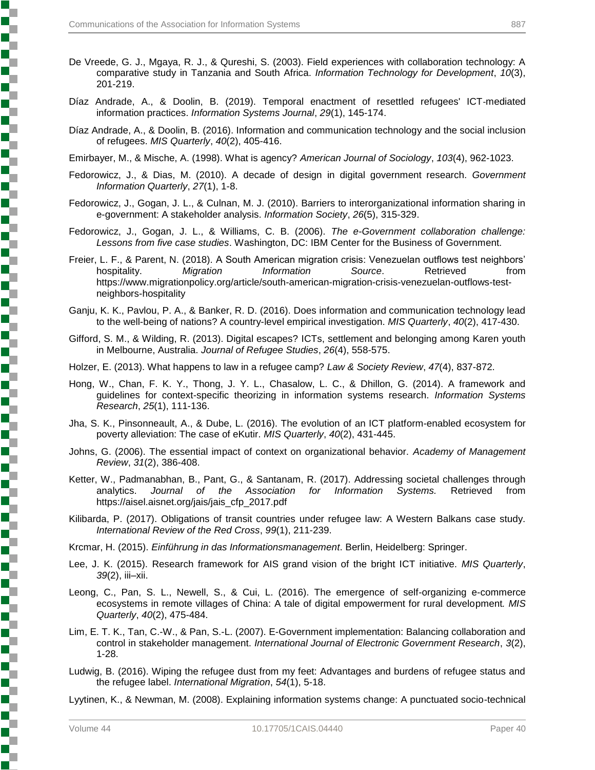De Vreede, G. J., Mgaya, R. J., & Qureshi, S. (2003). Field experiences with collaboration technology: A comparative study in Tanzania and South Africa. *Information Technology for Development*, *10*(3), 201-219.

Díaz Andrade, A., & Doolin, B. (2019). Temporal enactment of resettled refugees' ICT-mediated information practices. *Information Systems Journal*, *29*(1), 145-174.

Díaz Andrade, A., & Doolin, B. (2016). Information and communication technology and the social inclusion of refugees. *MIS Quarterly*, *40*(2), 405-416.

Emirbayer, M., & Mische, A. (1998). What is agency? *American Journal of Sociology*, *103*(4), 962-1023.

Fedorowicz, J., & Dias, M. (2010). A decade of design in digital government research. *Government Information Quarterly*, *27*(1), 1-8.

Fedorowicz, J., Gogan, J. L., & Culnan, M. J. (2010). Barriers to interorganizational information sharing in e-government: A stakeholder analysis. *Information Society*, *26*(5), 315-329.

Fedorowicz, J., Gogan, J. L., & Williams, C. B. (2006). *The e-Government collaboration challenge: Lessons from five case studies*. Washington, DC: IBM Center for the Business of Government.

Freier, L. F., & Parent, N. (2018). A South American migration crisis: Venezuelan outflows test neighbors' hospitality. *Migration Information Source*. Retrieved from https://www.migrationpolicy.org/article/south-american-migration-crisis-venezuelan-outflows-test-neighbors-hospitality

Ganju, K. K., Pavlou, P. A., & Banker, R. D. (2016). Does information and communication technology lead to the well-being of nations? A country-level empirical investigation. *MIS Quarterly*, *40*(2), 417-430.

Gifford, S. M., & Wilding, R. (2013). Digital escapes? ICTs, settlement and belonging among Karen youth in Melbourne, Australia. *Journal of Refugee Studies*, *26*(4), 558-575.

Holzer, E. (2013). What happens to law in a refugee camp? *Law & Society Review*, *47*(4), 837-872.

Hong, W., Chan, F. K. Y., Thong, J. Y. L., Chasalow, L. C., & Dhillon, G. (2014). A framework and guidelines for context-specific theorizing in information systems research. *Information Systems Research*, *25*(1), 111-136.

Jha, S. K., Pinsonneault, A., & Dube, L. (2016). The evolution of an ICT platform-enabled ecosystem for poverty alleviation: The case of eKutir. *MIS Quarterly*, *40*(2), 431-445.

Johns, G. (2006). The essential impact of context on organizational behavior. *Academy of Management Review*, *31*(2), 386-408.

Ketter, W., Padmanabhan, B., Pant, G., & Santanam, R. (2017). Addressing societal challenges through analytics. *Journal of the Association for Information Systems.* Retrieved from https://aisel.aisnet.org/jais/jais_cfp_2017.pdf

Kilibarda, P. (2017). Obligations of transit countries under refugee law: A Western Balkans case study. *International Review of the Red Cross*, *99*(1), 211-239.

Krcmar, H. (2015). *Einführung in das Informationsmanagement*. Berlin, Heidelberg: Springer.

Lee, J. K. (2015). Research framework for AIS grand vision of the bright ICT initiative. *MIS Quarterly*, *39*(2), iii–xii.

Leong, C., Pan, S. L., Newell, S., & Cui, L. (2016). The emergence of self-organizing e-commerce ecosystems in remote villages of China: A tale of digital empowerment for rural development*. MIS Quarterly*, *40*(2), 475-484.

Lim, E. T. K., Tan, C.-W., & Pan, S.-L. (2007). E-Government implementation: Balancing collaboration and control in stakeholder management. *International Journal of Electronic Government Research*, *3*(2), 1-28.

Ludwig, B. (2016). Wiping the refugee dust from my feet: Advantages and burdens of refugee status and the refugee label. *International Migration*, *54*(1), 5-18.

Lyytinen, K., & Newman, M. (2008). Explaining information systems change: A punctuated socio-technical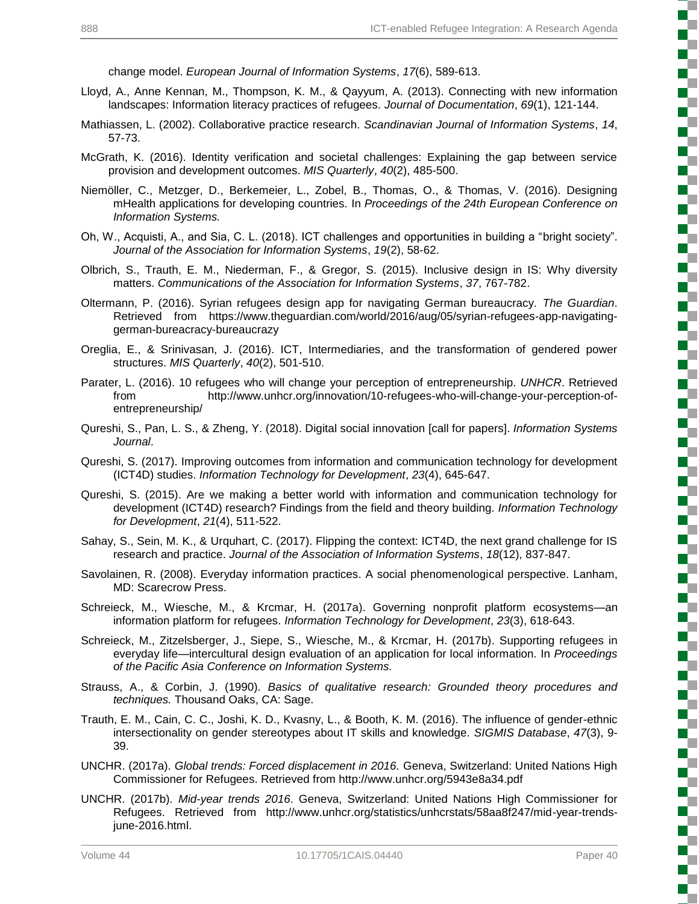change model. *European Journal of Information Systems*, *17*(6), 589-613.

Lloyd, A., Anne Kennan, M., Thompson, K. M., & Qayyum, A. (2013). Connecting with new information landscapes: Information literacy practices of refugees. *Journal of Documentation*, *69*(1), 121-144.

Mathiassen, L. (2002). Collaborative practice research. *Scandinavian Journal of Information Systems*, *14*, 57-73.

McGrath, K. (2016). Identity verification and societal challenges: Explaining the gap between service provision and development outcomes. *MIS Quarterly*, *40*(2), 485-500.

Niemöller, C., Metzger, D., Berkemeier, L., Zobel, B., Thomas, O., & Thomas, V. (2016). Designing mHealth applications for developing countries. In *Proceedings of the 24th European Conference on Information Systems.*

Oh, W., Acquisti, A., and Sia, C. L. (2018). ICT challenges and opportunities in building a "bright society". *Journal of the Association for Information Systems*, *19*(2), 58-62.

Olbrich, S., Trauth, E. M., Niederman, F., & Gregor, S. (2015). Inclusive design in IS: Why diversity matters. *Communications of the Association for Information Systems*, *37*, 767-782.

Oltermann, P. (2016). Syrian refugees design app for navigating German bureaucracy. *The Guardian*. Retrieved from https://www.theguardian.com/world/2016/aug/05/syrian-refugees-app-navigating-german-bureacracy-bureaucrazy

Oreglia, E., & Srinivasan, J. (2016). ICT, Intermediaries, and the transformation of gendered power structures. *MIS Quarterly*, *40*(2), 501-510.

Parater, L. (2016). 10 refugees who will change your perception of entrepreneurship. *UNHCR*. Retrieved from http://www.unhcr.org/innovation/10-refugees-who-will-change-your-perception-of-entrepreneurship/

Qureshi, S., Pan, L. S., & Zheng, Y. (2018). Digital social innovation [call for papers]. *Information Systems Journal*.

Qureshi, S. (2017). Improving outcomes from information and communication technology for development (ICT4D) studies. *Information Technology for Development*, *23*(4), 645-647.

Qureshi, S. (2015). Are we making a better world with information and communication technology for development (ICT4D) research? Findings from the field and theory building. *Information Technology for Development*, *21*(4), 511-522.

Sahay, S., Sein, M. K., & Urquhart, C. (2017). Flipping the context: ICT4D, the next grand challenge for IS research and practice. *Journal of the Association of Information Systems*, *18*(12), 837-847.

Savolainen, R. (2008). Everyday information practices. A social phenomenological perspective. Lanham, MD: Scarecrow Press.

Schreieck, M., Wiesche, M., & Krcmar, H. (2017a). Governing nonprofit platform ecosystems—an information platform for refugees. *Information Technology for Development*, *23*(3), 618-643.

Schreieck, M., Zitzelsberger, J., Siepe, S., Wiesche, M., & Krcmar, H. (2017b). Supporting refugees in everyday life—intercultural design evaluation of an application for local information. In *Proceedings of the Pacific Asia Conference on Information Systems.*

Strauss, A., & Corbin, J. (1990). *Basics of qualitative research: Grounded theory procedures and techniques.* Thousand Oaks, CA: Sage.

Trauth, E. M., Cain, C. C., Joshi, K. D., Kvasny, L., & Booth, K. M. (2016). The influence of gender-ethnic intersectionality on gender stereotypes about IT skills and knowledge. *SIGMIS Database*, *47*(3), 9-39.

UNCHR. (2017a). *Global trends: Forced displacement in 2016.* Geneva, Switzerland: United Nations High Commissioner for Refugees. Retrieved from http://www.unhcr.org/5943e8a34.pdf

UNCHR. (2017b). *Mid-year trends 2016*. Geneva, Switzerland: United Nations High Commissioner for Refugees. Retrieved from http://www.unhcr.org/statistics/unhcrstats/58aa8f247/mid-year-trends-june-2016.html.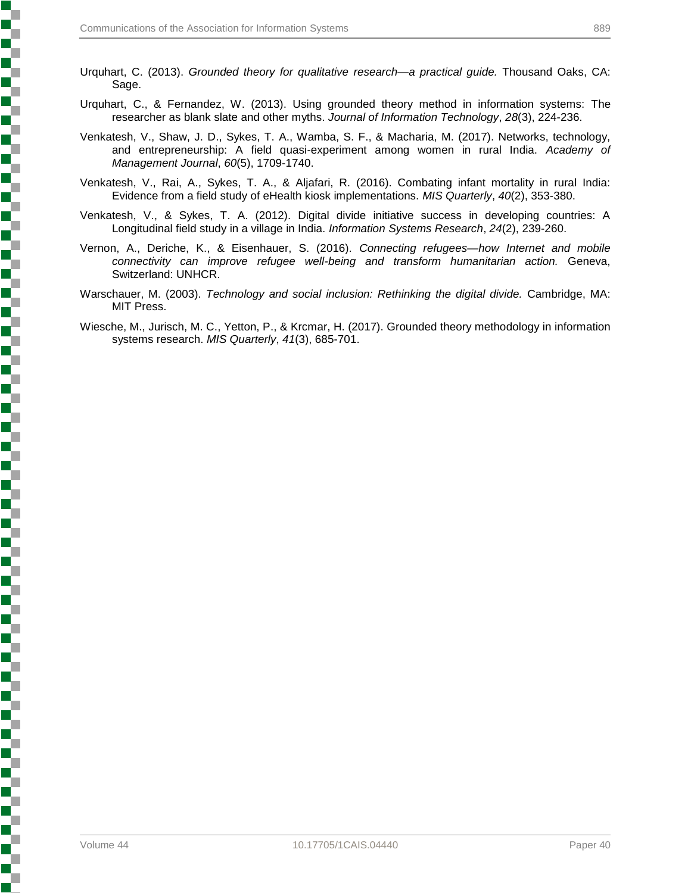Urquhart, C. (2013). *Grounded theory for qualitative research—a practical guide.* Thousand Oaks, CA: Sage.

Urquhart, C., & Fernandez, W. (2013). Using grounded theory method in information systems: The researcher as blank slate and other myths. *Journal of Information Technology*, *28*(3), 224-236.

Venkatesh, V., Shaw, J. D., Sykes, T. A., Wamba, S. F., & Macharia, M. (2017). Networks, technology, and entrepreneurship: A field quasi-experiment among women in rural India. *Academy of Management Journal*, *60*(5), 1709-1740.

Venkatesh, V., Rai, A., Sykes, T. A., & Aljafari, R. (2016). Combating infant mortality in rural India: Evidence from a field study of eHealth kiosk implementations. *MIS Quarterly*, *40*(2), 353-380.

Venkatesh, V., & Sykes, T. A. (2012). Digital divide initiative success in developing countries: A Longitudinal field study in a village in India. *Information Systems Research*, *24*(2), 239-260.

Vernon, A., Deriche, K., & Eisenhauer, S. (2016). *Connecting refugees—how Internet and mobile connectivity can improve refugee well-being and transform humanitarian action.* Geneva, Switzerland: UNHCR.

Warschauer, M. (2003). *Technology and social inclusion: Rethinking the digital divide.* Cambridge, MA: MIT Press.

Wiesche, M., Jurisch, M. C., Yetton, P., & Krcmar, H. (2017). Grounded theory methodology in information systems research. *MIS Quarterly*, *41*(3), 685-701.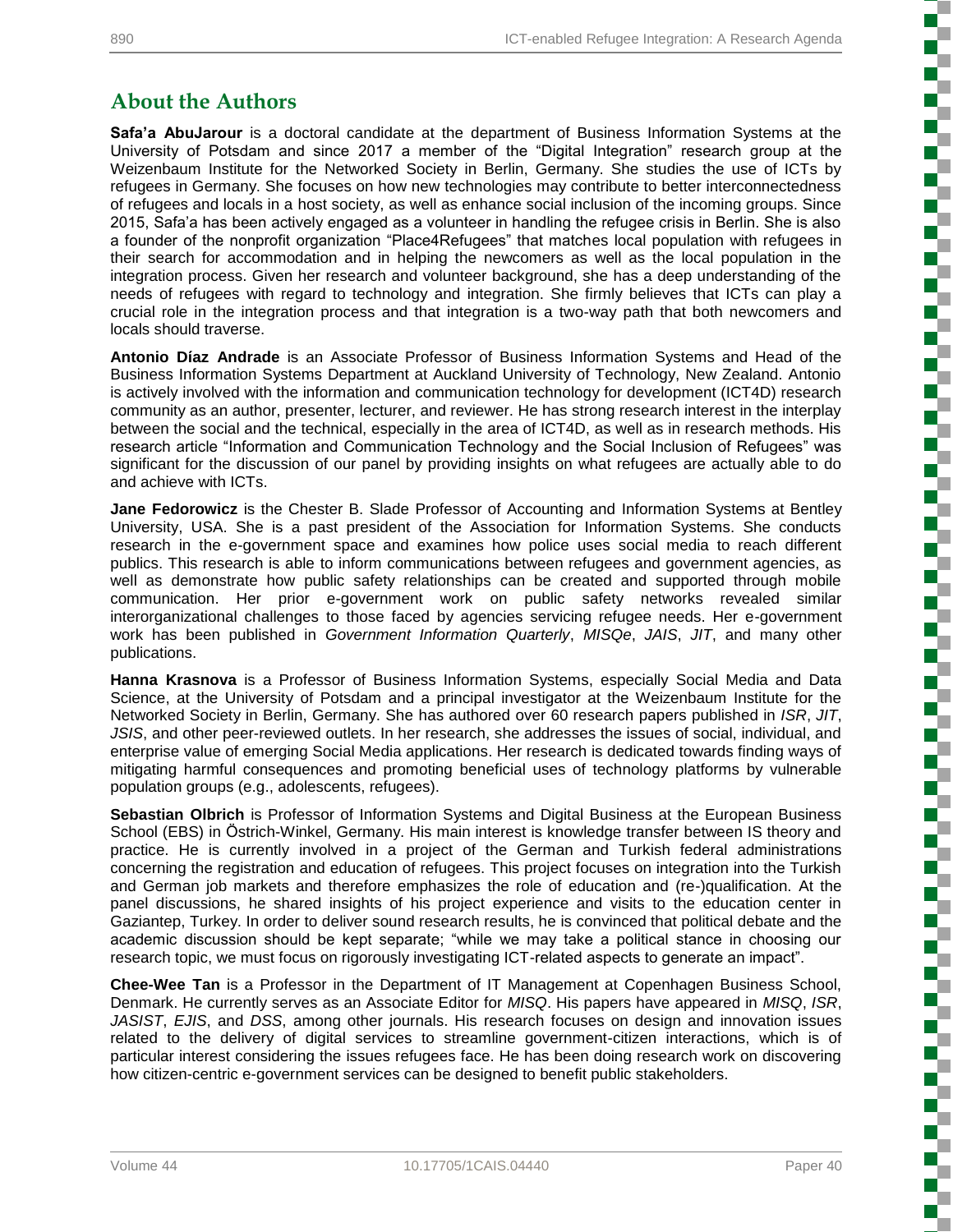## About the Authors

**Safa'a AbuJarour** is a doctoral candidate at the department of Business Information Systems at the University of Potsdam and since 2017 a member of the "Digital Integration" research group at the Weizenbaum Institute for the Networked Society in Berlin, Germany. She studies the use of ICTs by refugees in Germany. She focuses on how new technologies may contribute to better interconnectedness of refugees and locals in a host society, as well as enhance social inclusion of the incoming groups. Since 2015, Safa'a has been actively engaged as a volunteer in handling the refugee crisis in Berlin. She is also a founder of the nonprofit organization "Place4Refugees" that matches local population with refugees in their search for accommodation and in helping the newcomers as well as the local population in the integration process. Given her research and volunteer background, she has a deep understanding of the needs of refugees with regard to technology and integration. She firmly believes that ICTs can play a crucial role in the integration process and that integration is a two-way path that both newcomers and locals should traverse.

**Antonio Díaz Andrade** is an Associate Professor of Business Information Systems and Head of the Business Information Systems Department at Auckland University of Technology, New Zealand. Antonio is actively involved with the information and communication technology for development (ICT4D) research community as an author, presenter, lecturer, and reviewer. He has strong research interest in the interplay between the social and the technical, especially in the area of ICT4D, as well as in research methods. His research article "Information and Communication Technology and the Social Inclusion of Refugees" was significant for the discussion of our panel by providing insights on what refugees are actually able to do and achieve with ICTs.

**Jane Fedorowicz** is the Chester B. Slade Professor of Accounting and Information Systems at Bentley University, USA. She is a past president of the Association for Information Systems. She conducts research in the e-government space and examines how police uses social media to reach different publics. This research is able to inform communications between refugees and government agencies, as well as demonstrate how public safety relationships can be created and supported through mobile communication. Her prior e-government work on public safety networks revealed similar interorganizational challenges to those faced by agencies servicing refugee needs. Her e-government work has been published in *Government Information Quarterly*, *MISQe*, *JAIS*, *JIT*, and many other publications.

**Hanna Krasnova** is a Professor of Business Information Systems, especially Social Media and Data Science, at the University of Potsdam and a principal investigator at the Weizenbaum Institute for the Networked Society in Berlin, Germany. She has authored over 60 research papers published in *ISR*, *JIT*, *JSIS*, and other peer-reviewed outlets. In her research, she addresses the issues of social, individual, and enterprise value of emerging Social Media applications. Her research is dedicated towards finding ways of mitigating harmful consequences and promoting beneficial uses of technology platforms by vulnerable population groups (e.g., adolescents, refugees).

**Sebastian Olbrich** is Professor of Information Systems and Digital Business at the European Business School (EBS) in Östrich-Winkel, Germany. His main interest is knowledge transfer between IS theory and practice. He is currently involved in a project of the German and Turkish federal administrations concerning the registration and education of refugees. This project focuses on integration into the Turkish and German job markets and therefore emphasizes the role of education and (re-)qualification. At the panel discussions, he shared insights of his project experience and visits to the education center in Gaziantep, Turkey. In order to deliver sound research results, he is convinced that political debate and the academic discussion should be kept separate; "while we may take a political stance in choosing our research topic, we must focus on rigorously investigating ICT-related aspects to generate an impact".

**Chee-Wee Tan** is a Professor in the Department of IT Management at Copenhagen Business School, Denmark. He currently serves as an Associate Editor for *MISQ*. His papers have appeared in *MISQ*, *ISR*, *JASIST*, *EJIS*, and *DSS*, among other journals. His research focuses on design and innovation issues related to the delivery of digital services to streamline government-citizen interactions, which is of particular interest considering the issues refugees face. He has been doing research work on discovering how citizen-centric e-government services can be designed to benefit public stakeholders.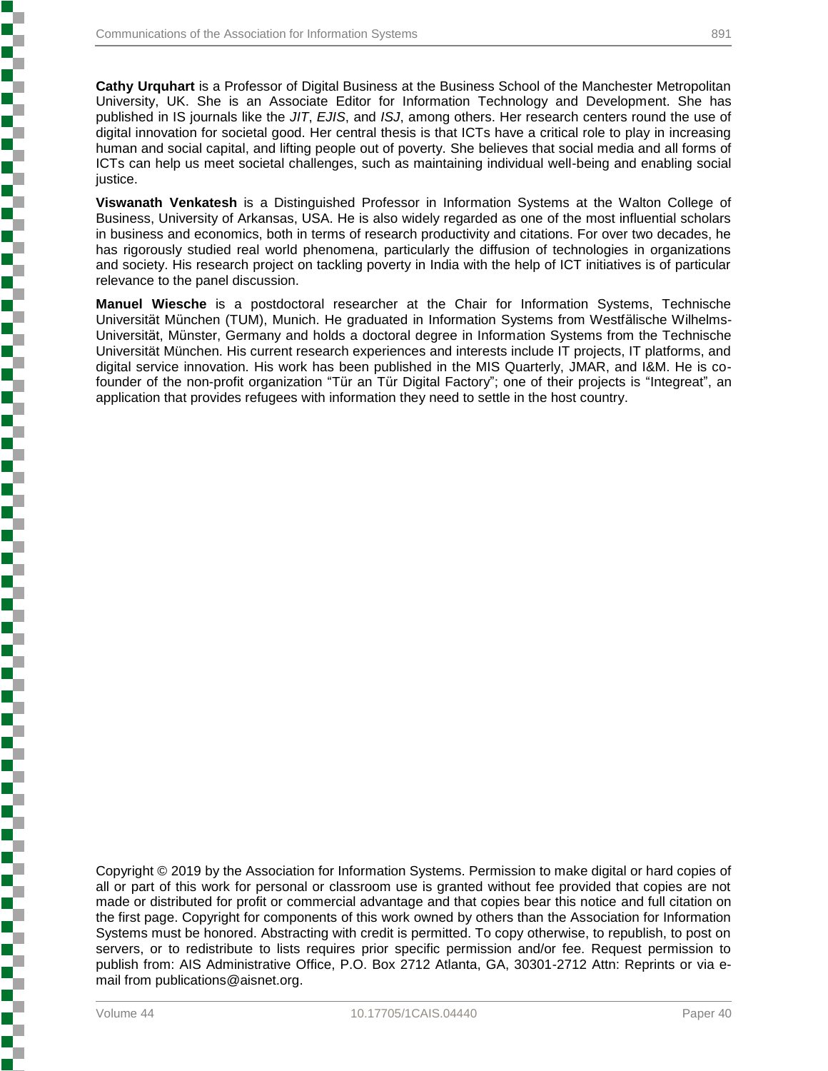**Cathy Urquhart** is a Professor of Digital Business at the Business School of the Manchester Metropolitan University, UK. She is an Associate Editor for Information Technology and Development. She has published in IS journals like the *JIT*, *EJIS*, and *ISJ*, among others. Her research centers round the use of digital innovation for societal good. Her central thesis is that ICTs have a critical role to play in increasing human and social capital, and lifting people out of poverty. She believes that social media and all forms of ICTs can help us meet societal challenges, such as maintaining individual well-being and enabling social justice.

**Viswanath Venkatesh** is a Distinguished Professor in Information Systems at the Walton College of Business, University of Arkansas, USA. He is also widely regarded as one of the most influential scholars in business and economics, both in terms of research productivity and citations. For over two decades, he has rigorously studied real world phenomena, particularly the diffusion of technologies in organizations and society. His research project on tackling poverty in India with the help of ICT initiatives is of particular relevance to the panel discussion.

**Manuel Wiesche** is a postdoctoral researcher at the Chair for Information Systems, Technische Universität München (TUM), Munich. He graduated in Information Systems from Westfälische Wilhelms-Universität, Münster, Germany and holds a doctoral degree in Information Systems from the Technische Universität München. His current research experiences and interests include IT projects, IT platforms, and digital service innovation. His work has been published in the MIS Quarterly, JMAR, and I&M. He is co-founder of the non-profit organization "Tür an Tür Digital Factory"; one of their projects is "Integreat", an application that provides refugees with information they need to settle in the host country.

Copyright © 2019 by the Association for Information Systems. Permission to make digital or hard copies of all or part of this work for personal or classroom use is granted without fee provided that copies are not made or distributed for profit or commercial advantage and that copies bear this notice and full citation on the first page. Copyright for components of this work owned by others than the Association for Information Systems must be honored. Abstracting with credit is permitted. To copy otherwise, to republish, to post on servers, or to redistribute to lists requires prior specific permission and/or fee. Request permission to publish from: AIS Administrative Office, P.O. Box 2712 Atlanta, GA, 30301-2712 Attn: Reprints or via e-mail from publications@aisnet.org.